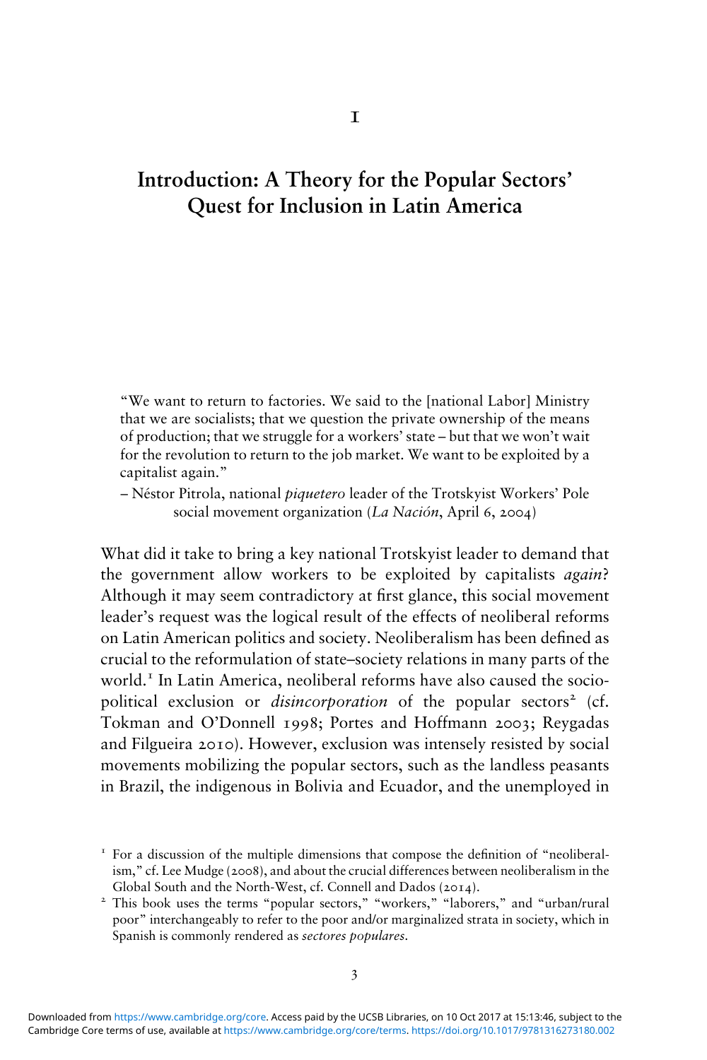# 1

# Introduction: A Theory for the Popular Sectors' Quest for Inclusion in Latin America

> "We want to return to factories. We said to the [national Labor] Ministry that we are socialists; that we question the private ownership of the means of production; that we struggle for a workers' state – but that we won't wait for the revolution to return to the job market. We want to be exploited by a capitalist again."
>
> – Néstor Pitrola, national *piquetero* leader of the Trotskyist Workers' Pole social movement organization (*La Nación*, April 6, 2004)

What did it take to bring a key national Trotskyist leader to demand that the government allow workers to be exploited by capitalists *again*? Although it may seem contradictory at first glance, this social movement leader's request was the logical result of the effects of neoliberal reforms on Latin American politics and society. Neoliberalism has been defined as crucial to the reformulation of state–society relations in many parts of the world.[1] In Latin America, neoliberal reforms have also caused the socio-political exclusion or *disincorporation* of the popular sectors[2] (cf. Tokman and O'Donnell 1998; Portes and Hoffmann 2003; Reygadas and Filgueira 2010). However, exclusion was intensely resisted by social movements mobilizing the popular sectors, such as the landless peasants in Brazil, the indigenous in Bolivia and Ecuador, and the unemployed in

---

[1] For a discussion of the multiple dimensions that compose the definition of "neoliberalism," cf. Lee Mudge (2008), and about the crucial differences between neoliberalism in the Global South and the North-West, cf. Connell and Dados (2014).

[2] This book uses the terms "popular sectors," "workers," "laborers," and "urban/rural poor" interchangeably to refer to the poor and/or marginalized strata in society, which in Spanish is commonly rendered as *sectores populares*.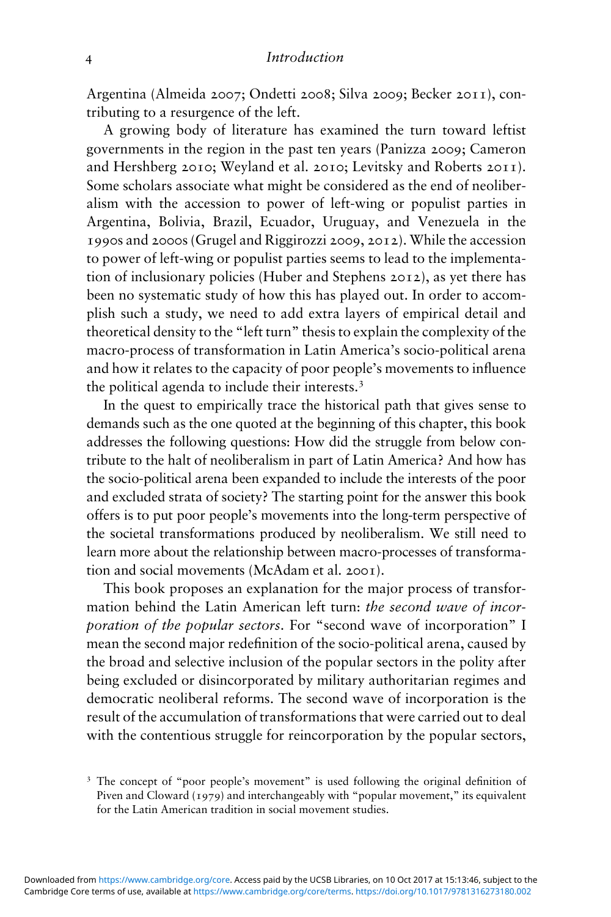Argentina (Almeida 2007; Ondetti 2008; Silva 2009; Becker 2011), contributing to a resurgence of the left.

A growing body of literature has examined the turn toward leftist governments in the region in the past ten years (Panizza 2009; Cameron and Hershberg 2010; Weyland et al. 2010; Levitsky and Roberts 2011). Some scholars associate what might be considered as the end of neoliberalism with the accession to power of left-wing or populist parties in Argentina, Bolivia, Brazil, Ecuador, Uruguay, and Venezuela in the 1990s and 2000s (Grugel and Riggirozzi 2009, 2012). While the accession to power of left-wing or populist parties seems to lead to the implementation of inclusionary policies (Huber and Stephens 2012), as yet there has been no systematic study of how this has played out. In order to accomplish such a study, we need to add extra layers of empirical detail and theoretical density to the "left turn" thesis to explain the complexity of the macro-process of transformation in Latin America's socio-political arena and how it relates to the capacity of poor people's movements to influence the political agenda to include their interests.[3]

In the quest to empirically trace the historical path that gives sense to demands such as the one quoted at the beginning of this chapter, this book addresses the following questions: How did the struggle from below contribute to the halt of neoliberalism in part of Latin America? And how has the socio-political arena been expanded to include the interests of the poor and excluded strata of society? The starting point for the answer this book offers is to put poor people's movements into the long-term perspective of the societal transformations produced by neoliberalism. We still need to learn more about the relationship between macro-processes of transformation and social movements (McAdam et al. 2001).

This book proposes an explanation for the major process of transformation behind the Latin American left turn: *the second wave of incorporation of the popular sectors*. For "second wave of incorporation" I mean the second major redefinition of the socio-political arena, caused by the broad and selective inclusion of the popular sectors in the polity after being excluded or disincorporated by military authoritarian regimes and democratic neoliberal reforms. The second wave of incorporation is the result of the accumulation of transformations that were carried out to deal with the contentious struggle for reincorporation by the popular sectors,

[3] The concept of "poor people's movement" is used following the original definition of Piven and Cloward (1979) and interchangeably with "popular movement," its equivalent for the Latin American tradition in social movement studies.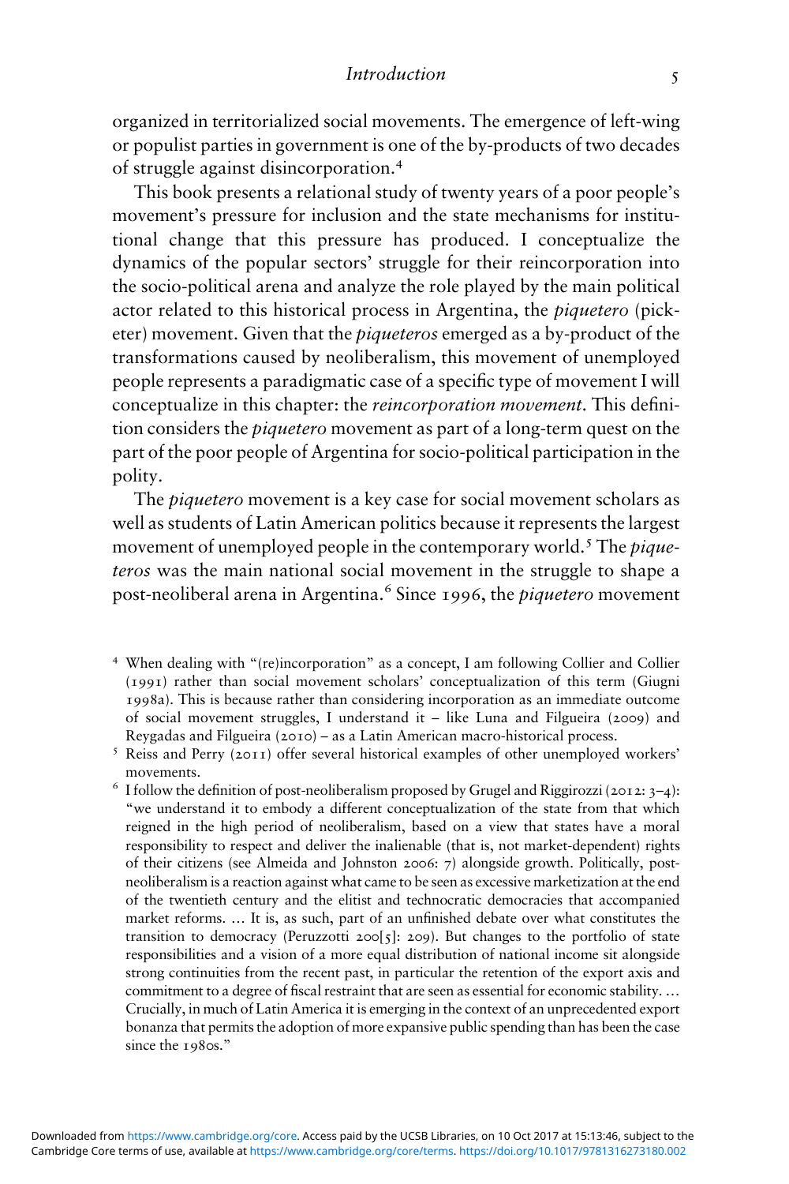organized in territorialized social movements. The emergence of left-wing or populist parties in government is one of the by-products of two decades of struggle against disincorporation.[4]

This book presents a relational study of twenty years of a poor people's movement's pressure for inclusion and the state mechanisms for institutional change that this pressure has produced. I conceptualize the dynamics of the popular sectors' struggle for their reincorporation into the socio-political arena and analyze the role played by the main political actor related to this historical process in Argentina, the *piquetero* (picketer) movement. Given that the *piqueteros* emerged as a by-product of the transformations caused by neoliberalism, this movement of unemployed people represents a paradigmatic case of a specific type of movement I will conceptualize in this chapter: the *reincorporation movement*. This definition considers the *piquetero* movement as part of a long-term quest on the part of the poor people of Argentina for socio-political participation in the polity.

The *piquetero* movement is a key case for social movement scholars as well as students of Latin American politics because it represents the largest movement of unemployed people in the contemporary world.[5] The *piqueteros* was the main national social movement in the struggle to shape a post-neoliberal arena in Argentina.[6] Since 1996, the *piquetero* movement

[4] When dealing with "(re)incorporation" as a concept, I am following Collier and Collier (1991) rather than social movement scholars' conceptualization of this term (Giugni 1998a). This is because rather than considering incorporation as an immediate outcome of social movement struggles, I understand it – like Luna and Filgueira (2009) and Reygadas and Filgueira (2010) – as a Latin American macro-historical process.

[5] Reiss and Perry (2011) offer several historical examples of other unemployed workers' movements.

[6] I follow the definition of post-neoliberalism proposed by Grugel and Riggirozzi (2012: 3–4): "we understand it to embody a different conceptualization of the state from that which reigned in the high period of neoliberalism, based on a view that states have a moral responsibility to respect and deliver the inalienable (that is, not market-dependent) rights of their citizens (see Almeida and Johnston 2006: 7) alongside growth. Politically, post-neoliberalism is a reaction against what came to be seen as excessive marketization at the end of the twentieth century and the elitist and technocratic democracies that accompanied market reforms. … It is, as such, part of an unfinished debate over what constitutes the transition to democracy (Peruzzotti 200[5]: 209). But changes to the portfolio of state responsibilities and a vision of a more equal distribution of national income sit alongside strong continuities from the recent past, in particular the retention of the export axis and commitment to a degree of fiscal restraint that are seen as essential for economic stability. … Crucially, in much of Latin America it is emerging in the context of an unprecedented export bonanza that permits the adoption of more expansive public spending than has been the case since the 1980s."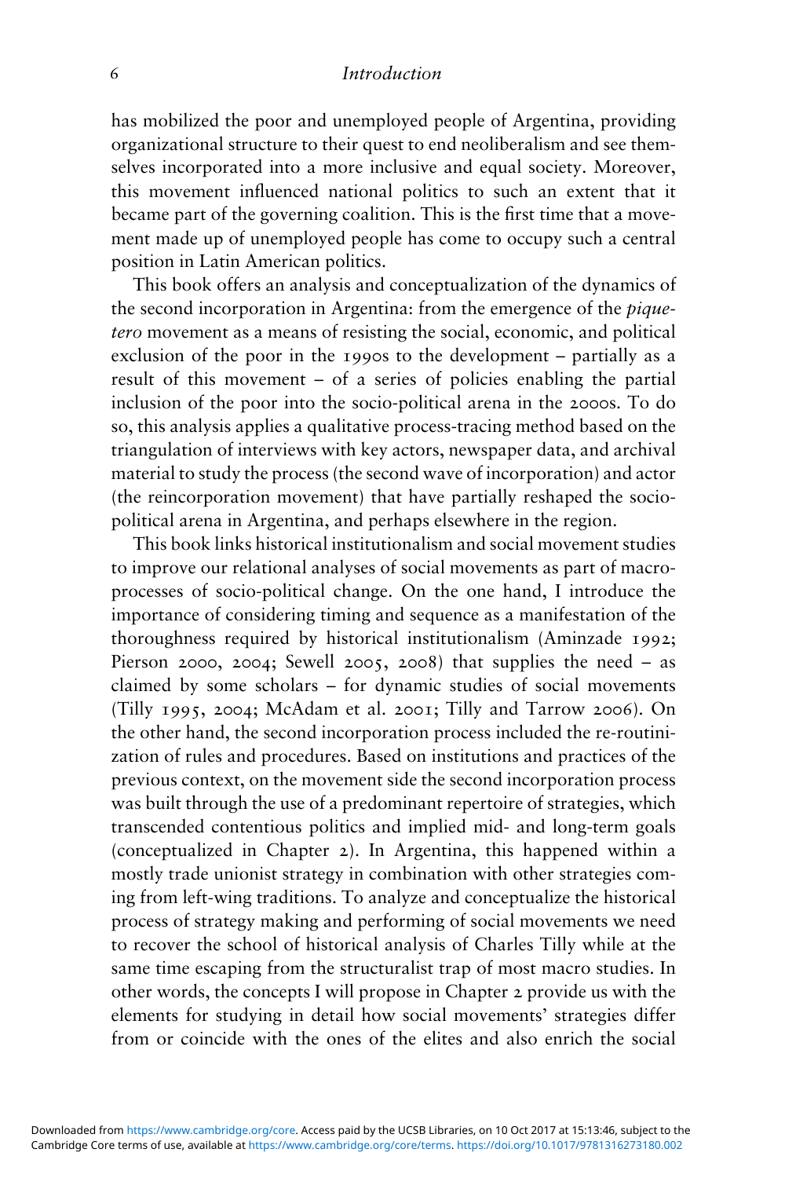has mobilized the poor and unemployed people of Argentina, providing organizational structure to their quest to end neoliberalism and see themselves incorporated into a more inclusive and equal society. Moreover, this movement influenced national politics to such an extent that it became part of the governing coalition. This is the first time that a movement made up of unemployed people has come to occupy such a central position in Latin American politics.

This book offers an analysis and conceptualization of the dynamics of the second incorporation in Argentina: from the emergence of the *piquetero* movement as a means of resisting the social, economic, and political exclusion of the poor in the 1990s to the development – partially as a result of this movement – of a series of policies enabling the partial inclusion of the poor into the socio-political arena in the 2000s. To do so, this analysis applies a qualitative process-tracing method based on the triangulation of interviews with key actors, newspaper data, and archival material to study the process (the second wave of incorporation) and actor (the reincorporation movement) that have partially reshaped the socio-political arena in Argentina, and perhaps elsewhere in the region.

This book links historical institutionalism and social movement studies to improve our relational analyses of social movements as part of macro-processes of socio-political change. On the one hand, I introduce the importance of considering timing and sequence as a manifestation of the thoroughness required by historical institutionalism (Aminzade 1992; Pierson 2000, 2004; Sewell 2005, 2008) that supplies the need – as claimed by some scholars – for dynamic studies of social movements (Tilly 1995, 2004; McAdam et al. 2001; Tilly and Tarrow 2006). On the other hand, the second incorporation process included the re-routinization of rules and procedures. Based on institutions and practices of the previous context, on the movement side the second incorporation process was built through the use of a predominant repertoire of strategies, which transcended contentious politics and implied mid- and long-term goals (conceptualized in Chapter 2). In Argentina, this happened within a mostly trade unionist strategy in combination with other strategies coming from left-wing traditions. To analyze and conceptualize the historical process of strategy making and performing of social movements we need to recover the school of historical analysis of Charles Tilly while at the same time escaping from the structuralist trap of most macro studies. In other words, the concepts I will propose in Chapter 2 provide us with the elements for studying in detail how social movements' strategies differ from or coincide with the ones of the elites and also enrich the social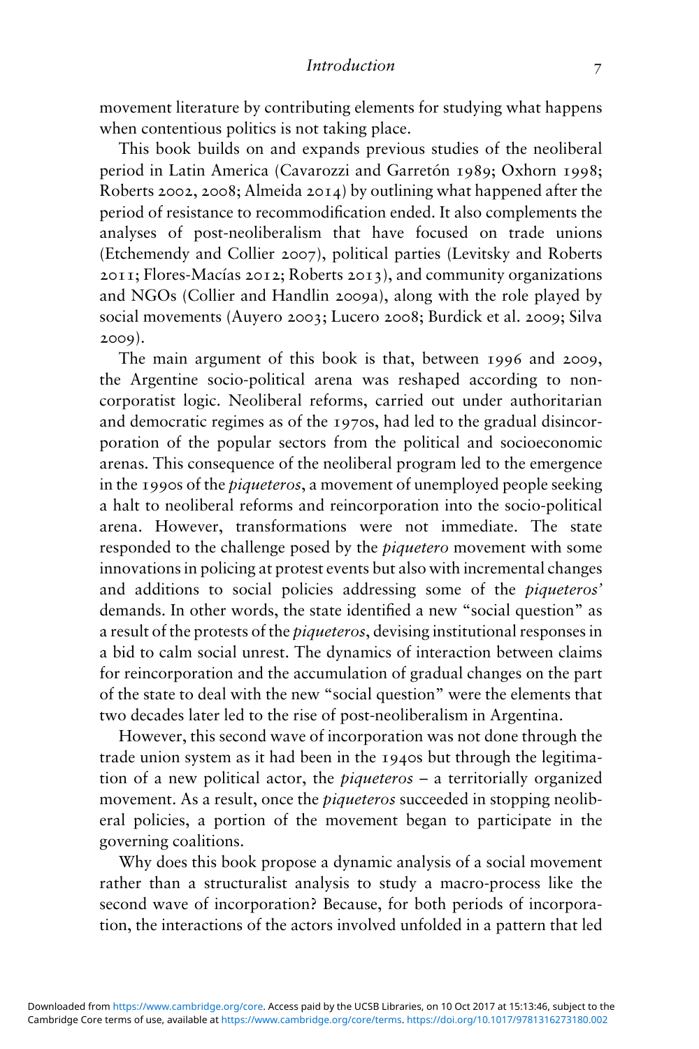movement literature by contributing elements for studying what happens when contentious politics is not taking place.

This book builds on and expands previous studies of the neoliberal period in Latin America (Cavarozzi and Garretón 1989; Oxhorn 1998; Roberts 2002, 2008; Almeida 2014) by outlining what happened after the period of resistance to recommodification ended. It also complements the analyses of post-neoliberalism that have focused on trade unions (Etchemendy and Collier 2007), political parties (Levitsky and Roberts 2011; Flores-Macías 2012; Roberts 2013), and community organizations and NGOs (Collier and Handlin 2009a), along with the role played by social movements (Auyero 2003; Lucero 2008; Burdick et al. 2009; Silva 2009).

The main argument of this book is that, between 1996 and 2009, the Argentine socio-political arena was reshaped according to non-corporatist logic. Neoliberal reforms, carried out under authoritarian and democratic regimes as of the 1970s, had led to the gradual disincorporation of the popular sectors from the political and socioeconomic arenas. This consequence of the neoliberal program led to the emergence in the 1990s of the *piqueteros*, a movement of unemployed people seeking a halt to neoliberal reforms and reincorporation into the socio-political arena. However, transformations were not immediate. The state responded to the challenge posed by the *piquetero* movement with some innovations in policing at protest events but also with incremental changes and additions to social policies addressing some of the *piqueteros'* demands. In other words, the state identified a new "social question" as a result of the protests of the *piqueteros*, devising institutional responses in a bid to calm social unrest. The dynamics of interaction between claims for reincorporation and the accumulation of gradual changes on the part of the state to deal with the new "social question" were the elements that two decades later led to the rise of post-neoliberalism in Argentina.

However, this second wave of incorporation was not done through the trade union system as it had been in the 1940s but through the legitimation of a new political actor, the *piqueteros* – a territorially organized movement. As a result, once the *piqueteros* succeeded in stopping neoliberal policies, a portion of the movement began to participate in the governing coalitions.

Why does this book propose a dynamic analysis of a social movement rather than a structuralist analysis to study a macro-process like the second wave of incorporation? Because, for both periods of incorporation, the interactions of the actors involved unfolded in a pattern that led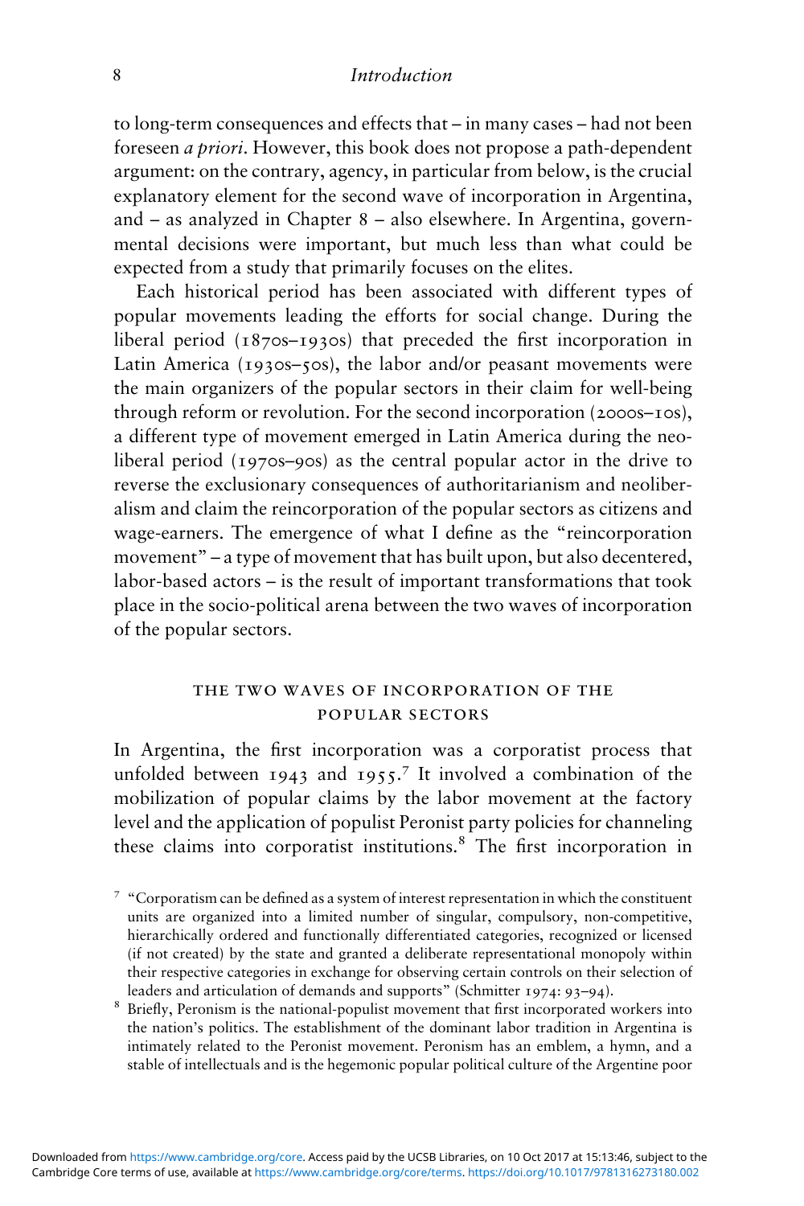to long-term consequences and effects that – in many cases – had not been foreseen *a priori*. However, this book does not propose a path-dependent argument: on the contrary, agency, in particular from below, is the crucial explanatory element for the second wave of incorporation in Argentina, and – as analyzed in Chapter 8 – also elsewhere. In Argentina, governmental decisions were important, but much less than what could be expected from a study that primarily focuses on the elites.

Each historical period has been associated with different types of popular movements leading the efforts for social change. During the liberal period (1870s–1930s) that preceded the first incorporation in Latin America (1930s–50s), the labor and/or peasant movements were the main organizers of the popular sectors in their claim for well-being through reform or revolution. For the second incorporation (2000s–10s), a different type of movement emerged in Latin America during the neoliberal period (1970s–90s) as the central popular actor in the drive to reverse the exclusionary consequences of authoritarianism and neoliberalism and claim the reincorporation of the popular sectors as citizens and wage-earners. The emergence of what I define as the "reincorporation movement" – a type of movement that has built upon, but also decentered, labor-based actors – is the result of important transformations that took place in the socio-political arena between the two waves of incorporation of the popular sectors.

## THE TWO WAVES OF INCORPORATION OF THE POPULAR SECTORS

In Argentina, the first incorporation was a corporatist process that unfolded between 1943 and 1955.[7] It involved a combination of the mobilization of popular claims by the labor movement at the factory level and the application of populist Peronist party policies for channeling these claims into corporatist institutions.[8] The first incorporation in

[7] "Corporatism can be defined as a system of interest representation in which the constituent units are organized into a limited number of singular, compulsory, non-competitive, hierarchically ordered and functionally differentiated categories, recognized or licensed (if not created) by the state and granted a deliberate representational monopoly within their respective categories in exchange for observing certain controls on their selection of leaders and articulation of demands and supports" (Schmitter 1974: 93–94).

[8] Briefly, Peronism is the national-populist movement that first incorporated workers into the nation's politics. The establishment of the dominant labor tradition in Argentina is intimately related to the Peronist movement. Peronism has an emblem, a hymn, and a stable of intellectuals and is the hegemonic popular political culture of the Argentine poor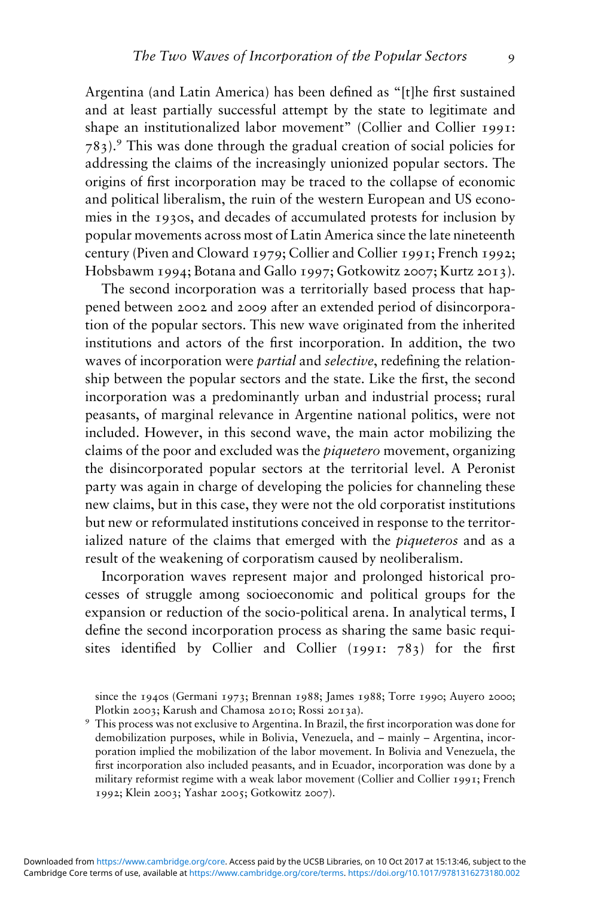Argentina (and Latin America) has been defined as "[t]he first sustained and at least partially successful attempt by the state to legitimate and shape an institutionalized labor movement" (Collier and Collier 1991: 783).[9] This was done through the gradual creation of social policies for addressing the claims of the increasingly unionized popular sectors. The origins of first incorporation may be traced to the collapse of economic and political liberalism, the ruin of the western European and US economies in the 1930s, and decades of accumulated protests for inclusion by popular movements across most of Latin America since the late nineteenth century (Piven and Cloward 1979; Collier and Collier 1991; French 1992; Hobsbawm 1994; Botana and Gallo 1997; Gotkowitz 2007; Kurtz 2013).

The second incorporation was a territorially based process that happened between 2002 and 2009 after an extended period of disincorporation of the popular sectors. This new wave originated from the inherited institutions and actors of the first incorporation. In addition, the two waves of incorporation were *partial* and *selective*, redefining the relationship between the popular sectors and the state. Like the first, the second incorporation was a predominantly urban and industrial process; rural peasants, of marginal relevance in Argentine national politics, were not included. However, in this second wave, the main actor mobilizing the claims of the poor and excluded was the *piquetero* movement, organizing the disincorporated popular sectors at the territorial level. A Peronist party was again in charge of developing the policies for channeling these new claims, but in this case, they were not the old corporatist institutions but new or reformulated institutions conceived in response to the territorialized nature of the claims that emerged with the *piqueteros* and as a result of the weakening of corporatism caused by neoliberalism.

Incorporation waves represent major and prolonged historical processes of struggle among socioeconomic and political groups for the expansion or reduction of the socio-political arena. In analytical terms, I define the second incorporation process as sharing the same basic requisites identified by Collier and Collier (1991: 783) for the first

since the 1940s (Germani 1973; Brennan 1988; James 1988; Torre 1990; Auyero 2000; Plotkin 2003; Karush and Chamosa 2010; Rossi 2013a).

[9] This process was not exclusive to Argentina. In Brazil, the first incorporation was done for demobilization purposes, while in Bolivia, Venezuela, and – mainly – Argentina, incorporation implied the mobilization of the labor movement. In Bolivia and Venezuela, the first incorporation also included peasants, and in Ecuador, incorporation was done by a military reformist regime with a weak labor movement (Collier and Collier 1991; French 1992; Klein 2003; Yashar 2005; Gotkowitz 2007).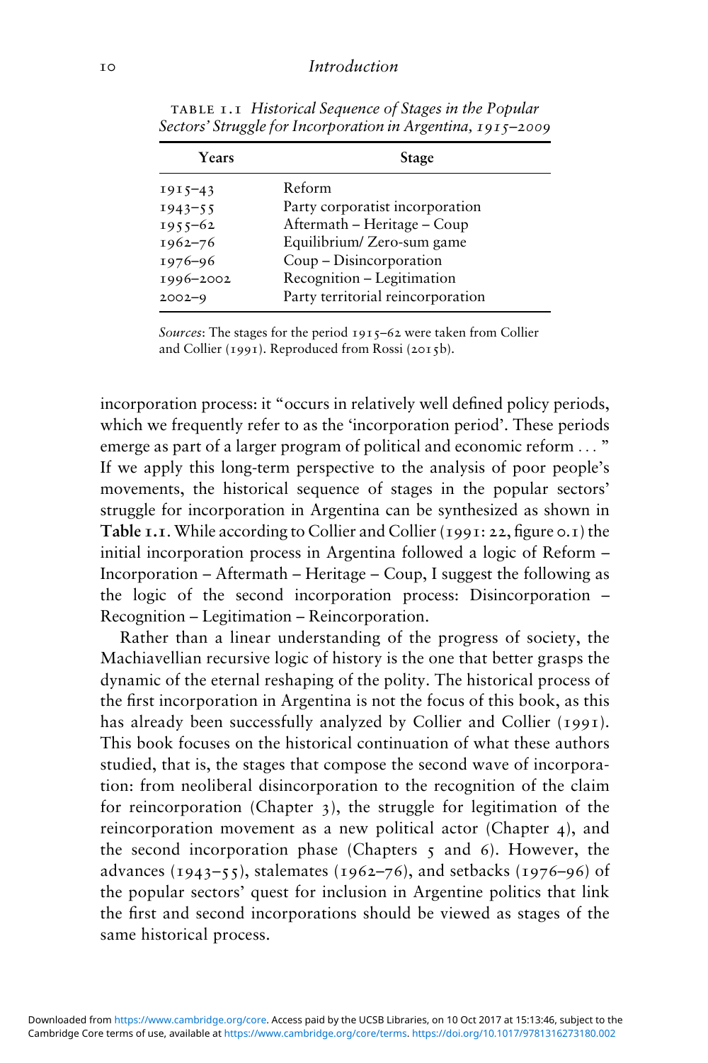TABLE 1.1 *Historical Sequence of Stages in the Popular Sectors' Struggle for Incorporation in Argentina, 1915–2009*

| Years | Stage |
|---|---|
| 1915–43 | Reform |
| 1943–55 | Party corporatist incorporation |
| 1955–62 | Aftermath – Heritage – Coup |
| 1962–76 | Equilibrium/ Zero-sum game |
| 1976–96 | Coup – Disincorporation |
| 1996–2002 | Recognition – Legitimation |
| 2002–9 | Party territorial reincorporation |

*Sources*: The stages for the period 1915–62 were taken from Collier and Collier (1991). Reproduced from Rossi (2015b).

incorporation process: it "occurs in relatively well defined policy periods, which we frequently refer to as the 'incorporation period'. These periods emerge as part of a larger program of political and economic reform . . . " If we apply this long-term perspective to the analysis of poor people's movements, the historical sequence of stages in the popular sectors' struggle for incorporation in Argentina can be synthesized as shown in **Table 1.1**. While according to Collier and Collier (1991: 22, figure 0.1) the initial incorporation process in Argentina followed a logic of Reform – Incorporation – Aftermath – Heritage – Coup, I suggest the following as the logic of the second incorporation process: Disincorporation – Recognition – Legitimation – Reincorporation.

Rather than a linear understanding of the progress of society, the Machiavellian recursive logic of history is the one that better grasps the dynamic of the eternal reshaping of the polity. The historical process of the first incorporation in Argentina is not the focus of this book, as this has already been successfully analyzed by Collier and Collier (1991). This book focuses on the historical continuation of what these authors studied, that is, the stages that compose the second wave of incorporation: from neoliberal disincorporation to the recognition of the claim for reincorporation (Chapter 3), the struggle for legitimation of the reincorporation movement as a new political actor (Chapter 4), and the second incorporation phase (Chapters 5 and 6). However, the advances (1943–55), stalemates (1962–76), and setbacks (1976–96) of the popular sectors' quest for inclusion in Argentine politics that link the first and second incorporations should be viewed as stages of the same historical process.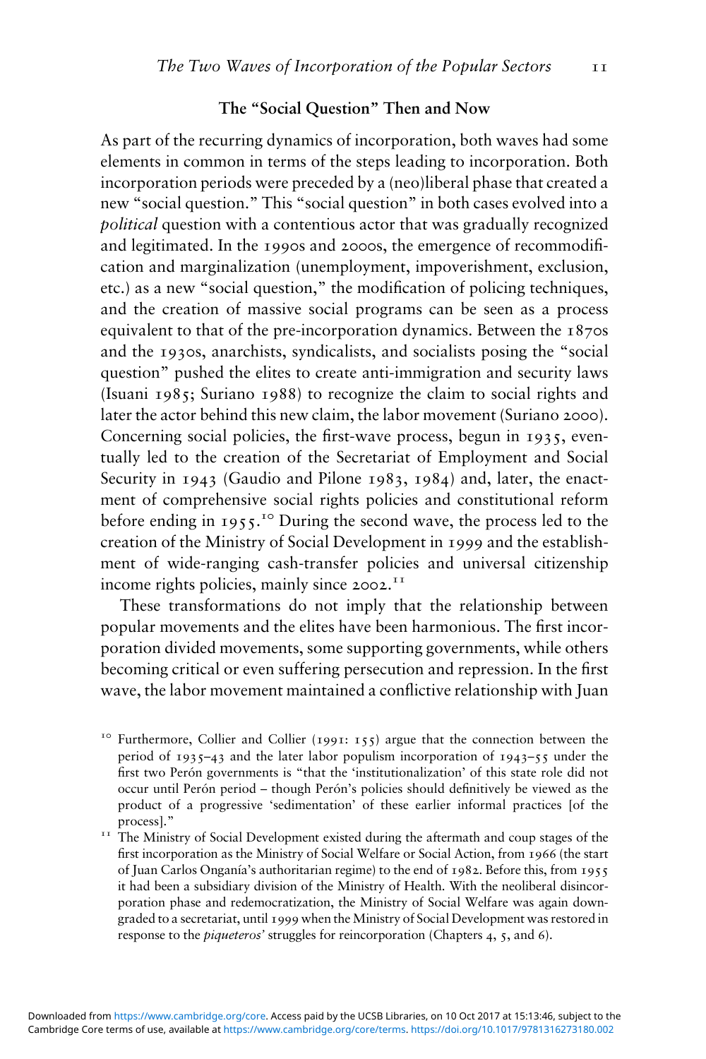## The "Social Question" Then and Now

As part of the recurring dynamics of incorporation, both waves had some elements in common in terms of the steps leading to incorporation. Both incorporation periods were preceded by a (neo)liberal phase that created a new "social question." This "social question" in both cases evolved into a *political* question with a contentious actor that was gradually recognized and legitimated. In the 1990s and 2000s, the emergence of recommodification and marginalization (unemployment, impoverishment, exclusion, etc.) as a new "social question," the modification of policing techniques, and the creation of massive social programs can be seen as a process equivalent to that of the pre-incorporation dynamics. Between the 1870s and the 1930s, anarchists, syndicalists, and socialists posing the "social question" pushed the elites to create anti-immigration and security laws (Isuani 1985; Suriano 1988) to recognize the claim to social rights and later the actor behind this new claim, the labor movement (Suriano 2000). Concerning social policies, the first-wave process, begun in 1935, eventually led to the creation of the Secretariat of Employment and Social Security in 1943 (Gaudio and Pilone 1983, 1984) and, later, the enactment of comprehensive social rights policies and constitutional reform before ending in 1955.[10] During the second wave, the process led to the creation of the Ministry of Social Development in 1999 and the establishment of wide-ranging cash-transfer policies and universal citizenship income rights policies, mainly since 2002.[11]

These transformations do not imply that the relationship between popular movements and the elites have been harmonious. The first incorporation divided movements, some supporting governments, while others becoming critical or even suffering persecution and repression. In the first wave, the labor movement maintained a conflictive relationship with Juan

[10] Furthermore, Collier and Collier (1991: 155) argue that the connection between the period of 1935–43 and the later labor populism incorporation of 1943–55 under the first two Perón governments is "that the 'institutionalization' of this state role did not occur until Perón period – though Perón's policies should definitively be viewed as the product of a progressive 'sedimentation' of these earlier informal practices [of the process]."

[11] The Ministry of Social Development existed during the aftermath and coup stages of the first incorporation as the Ministry of Social Welfare or Social Action, from 1966 (the start of Juan Carlos Onganía's authoritarian regime) to the end of 1982. Before this, from 1955 it had been a subsidiary division of the Ministry of Health. With the neoliberal disincorporation phase and redemocratization, the Ministry of Social Welfare was again downgraded to a secretariat, until 1999 when the Ministry of Social Development was restored in response to the *piqueteros'* struggles for reincorporation (Chapters 4, 5, and 6).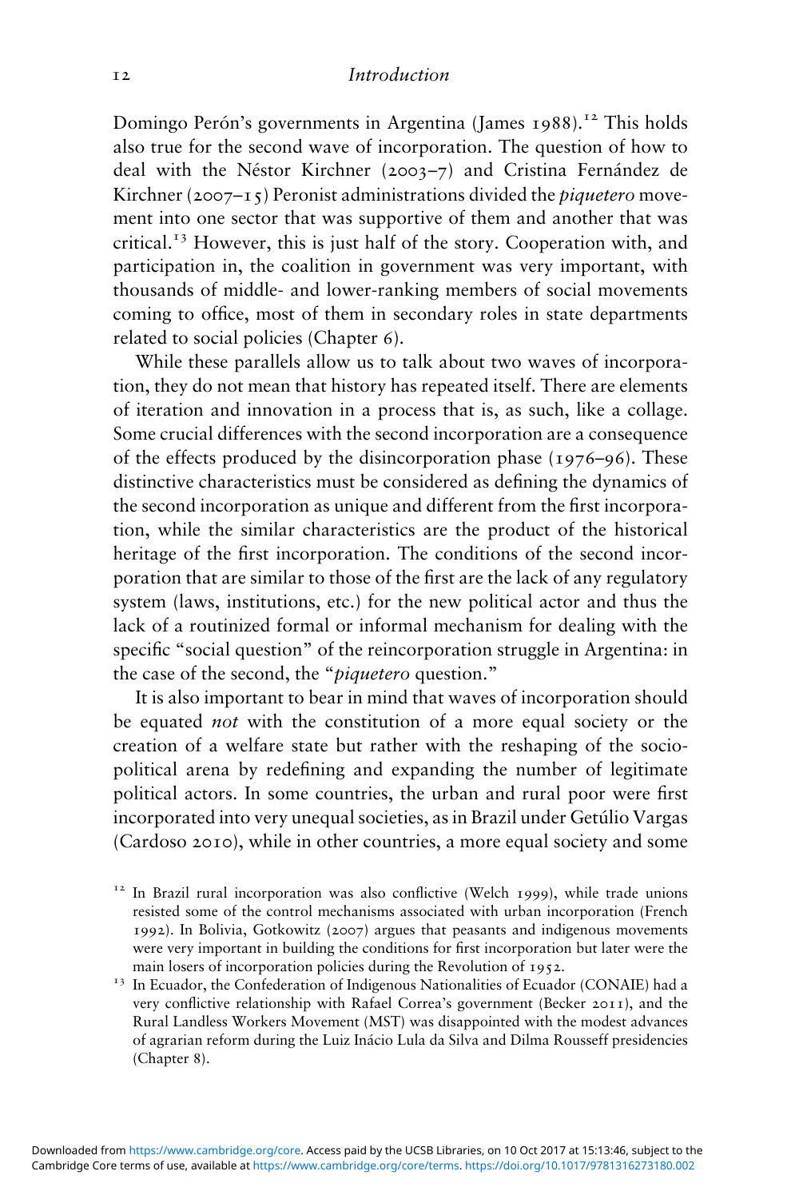Domingo Perón's governments in Argentina (James 1988).[12] This holds also true for the second wave of incorporation. The question of how to deal with the Néstor Kirchner (2003–7) and Cristina Fernández de Kirchner (2007–15) Peronist administrations divided the *piquetero* movement into one sector that was supportive of them and another that was critical.[13] However, this is just half of the story. Cooperation with, and participation in, the coalition in government was very important, with thousands of middle- and lower-ranking members of social movements coming to office, most of them in secondary roles in state departments related to social policies (Chapter 6).

While these parallels allow us to talk about two waves of incorporation, they do not mean that history has repeated itself. There are elements of iteration and innovation in a process that is, as such, like a collage. Some crucial differences with the second incorporation are a consequence of the effects produced by the disincorporation phase (1976–96). These distinctive characteristics must be considered as defining the dynamics of the second incorporation as unique and different from the first incorporation, while the similar characteristics are the product of the historical heritage of the first incorporation. The conditions of the second incorporation that are similar to those of the first are the lack of any regulatory system (laws, institutions, etc.) for the new political actor and thus the lack of a routinized formal or informal mechanism for dealing with the specific "social question" of the reincorporation struggle in Argentina: in the case of the second, the "*piquetero* question."

It is also important to bear in mind that waves of incorporation should be equated *not* with the constitution of a more equal society or the creation of a welfare state but rather with the reshaping of the socio-political arena by redefining and expanding the number of legitimate political actors. In some countries, the urban and rural poor were first incorporated into very unequal societies, as in Brazil under Getúlio Vargas (Cardoso 2010), while in other countries, a more equal society and some

[12] In Brazil rural incorporation was also conflictive (Welch 1999), while trade unions resisted some of the control mechanisms associated with urban incorporation (French 1992). In Bolivia, Gotkowitz (2007) argues that peasants and indigenous movements were very important in building the conditions for first incorporation but later were the main losers of incorporation policies during the Revolution of 1952.

[13] In Ecuador, the Confederation of Indigenous Nationalities of Ecuador (CONAIE) had a very conflictive relationship with Rafael Correa's government (Becker 2011), and the Rural Landless Workers Movement (MST) was disappointed with the modest advances of agrarian reform during the Luiz Inácio Lula da Silva and Dilma Rousseff presidencies (Chapter 8).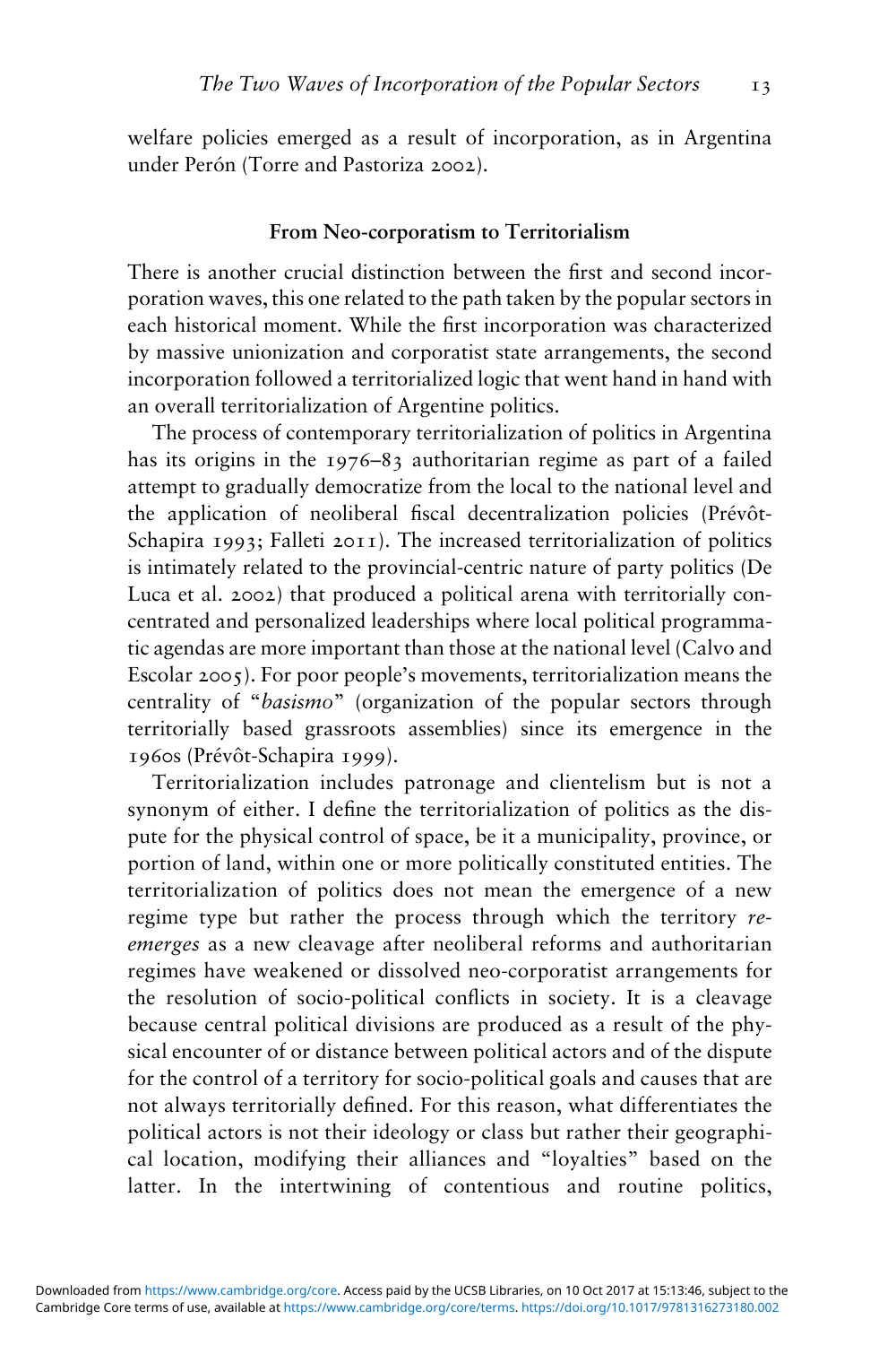welfare policies emerged as a result of incorporation, as in Argentina under Perón (Torre and Pastoriza 2002).

### From Neo-corporatism to Territorialism

There is another crucial distinction between the first and second incorporation waves, this one related to the path taken by the popular sectors in each historical moment. While the first incorporation was characterized by massive unionization and corporatist state arrangements, the second incorporation followed a territorialized logic that went hand in hand with an overall territorialization of Argentine politics.

The process of contemporary territorialization of politics in Argentina has its origins in the 1976–83 authoritarian regime as part of a failed attempt to gradually democratize from the local to the national level and the application of neoliberal fiscal decentralization policies (Prévôt-Schapira 1993; Falleti 2011). The increased territorialization of politics is intimately related to the provincial-centric nature of party politics (De Luca et al. 2002) that produced a political arena with territorially concentrated and personalized leaderships where local political programmatic agendas are more important than those at the national level (Calvo and Escolar 2005). For poor people's movements, territorialization means the centrality of "*basismo*" (organization of the popular sectors through territorially based grassroots assemblies) since its emergence in the 1960s (Prévôt-Schapira 1999).

Territorialization includes patronage and clientelism but is not a synonym of either. I define the territorialization of politics as the dispute for the physical control of space, be it a municipality, province, or portion of land, within one or more politically constituted entities. The territorialization of politics does not mean the emergence of a new regime type but rather the process through which the territory *re-emerges* as a new cleavage after neoliberal reforms and authoritarian regimes have weakened or dissolved neo-corporatist arrangements for the resolution of socio-political conflicts in society. It is a cleavage because central political divisions are produced as a result of the physical encounter of or distance between political actors and of the dispute for the control of a territory for socio-political goals and causes that are not always territorially defined. For this reason, what differentiates the political actors is not their ideology or class but rather their geographical location, modifying their alliances and "loyalties" based on the latter. In the intertwining of contentious and routine politics,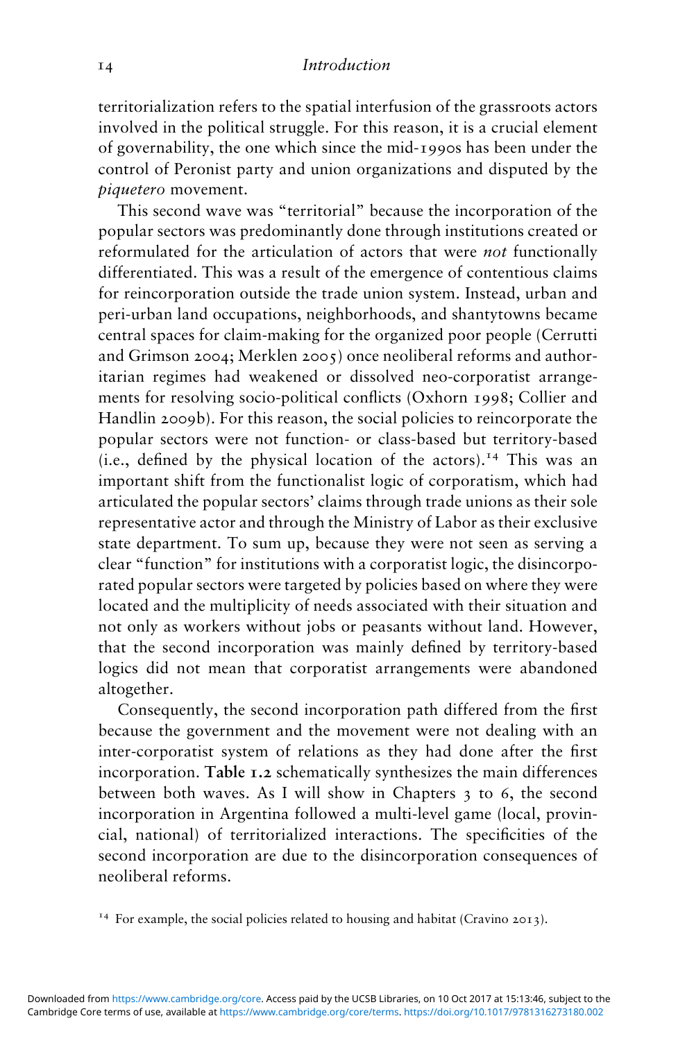territorialization refers to the spatial interfusion of the grassroots actors involved in the political struggle. For this reason, it is a crucial element of governability, the one which since the mid-1990s has been under the control of Peronist party and union organizations and disputed by the *piquetero* movement.

This second wave was "territorial" because the incorporation of the popular sectors was predominantly done through institutions created or reformulated for the articulation of actors that were *not* functionally differentiated. This was a result of the emergence of contentious claims for reincorporation outside the trade union system. Instead, urban and peri-urban land occupations, neighborhoods, and shantytowns became central spaces for claim-making for the organized poor people (Cerrutti and Grimson 2004; Merklen 2005) once neoliberal reforms and authoritarian regimes had weakened or dissolved neo-corporatist arrangements for resolving socio-political conflicts (Oxhorn 1998; Collier and Handlin 2009b). For this reason, the social policies to reincorporate the popular sectors were not function- or class-based but territory-based (i.e., defined by the physical location of the actors).[14] This was an important shift from the functionalist logic of corporatism, which had articulated the popular sectors' claims through trade unions as their sole representative actor and through the Ministry of Labor as their exclusive state department. To sum up, because they were not seen as serving a clear "function" for institutions with a corporatist logic, the disincorporated popular sectors were targeted by policies based on where they were located and the multiplicity of needs associated with their situation and not only as workers without jobs or peasants without land. However, that the second incorporation was mainly defined by territory-based logics did not mean that corporatist arrangements were abandoned altogether.

Consequently, the second incorporation path differed from the first because the government and the movement were not dealing with an inter-corporatist system of relations as they had done after the first incorporation. **Table 1.2** schematically synthesizes the main differences between both waves. As I will show in Chapters 3 to 6, the second incorporation in Argentina followed a multi-level game (local, provincial, national) of territorialized interactions. The specificities of the second incorporation are due to the disincorporation consequences of neoliberal reforms.

[14] For example, the social policies related to housing and habitat (Cravino 2013).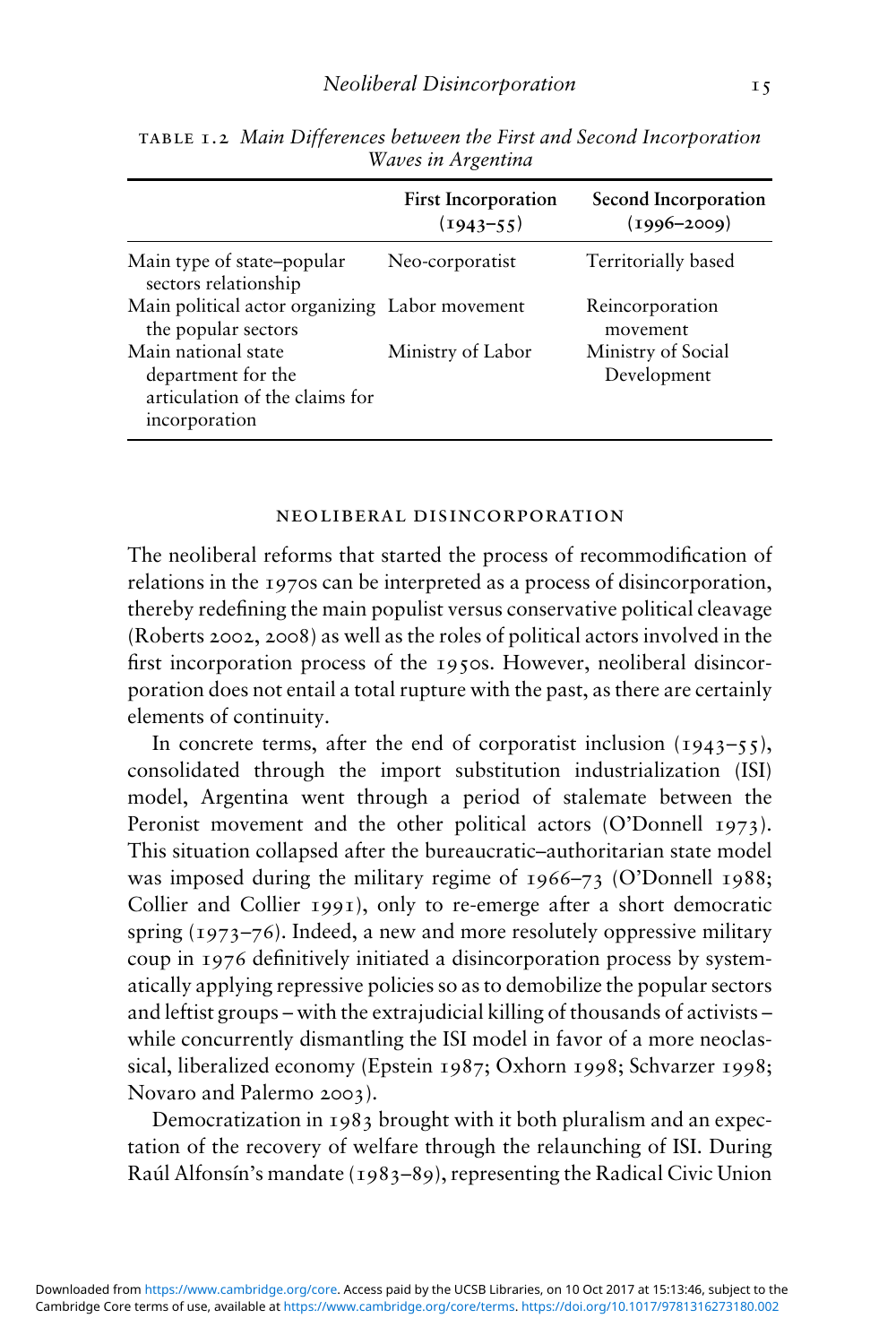TABLE 1.2 *Main Differences between the First and Second Incorporation Waves in Argentina*

| | First Incorporation (1943–55) | Second Incorporation (1996–2009) |
|---|---|---|
| Main type of state–popular sectors relationship | Neo-corporatist | Territorially based |
| Main political actor organizing the popular sectors | Labor movement | Reincorporation movement |
| Main national state department for the articulation of the claims for incorporation | Ministry of Labor | Ministry of Social Development |

## NEOLIBERAL DISINCORPORATION

The neoliberal reforms that started the process of recommodification of relations in the 1970s can be interpreted as a process of disincorporation, thereby redefining the main populist versus conservative political cleavage (Roberts 2002, 2008) as well as the roles of political actors involved in the first incorporation process of the 1950s. However, neoliberal disincorporation does not entail a total rupture with the past, as there are certainly elements of continuity.

In concrete terms, after the end of corporatist inclusion (1943–55), consolidated through the import substitution industrialization (ISI) model, Argentina went through a period of stalemate between the Peronist movement and the other political actors (O'Donnell 1973). This situation collapsed after the bureaucratic–authoritarian state model was imposed during the military regime of 1966–73 (O'Donnell 1988; Collier and Collier 1991), only to re-emerge after a short democratic spring (1973–76). Indeed, a new and more resolutely oppressive military coup in 1976 definitively initiated a disincorporation process by systematically applying repressive policies so as to demobilize the popular sectors and leftist groups – with the extrajudicial killing of thousands of activists – while concurrently dismantling the ISI model in favor of a more neoclassical, liberalized economy (Epstein 1987; Oxhorn 1998; Schvarzer 1998; Novaro and Palermo 2003).

Democratization in 1983 brought with it both pluralism and an expectation of the recovery of welfare through the relaunching of ISI. During Raúl Alfonsín's mandate (1983–89), representing the Radical Civic Union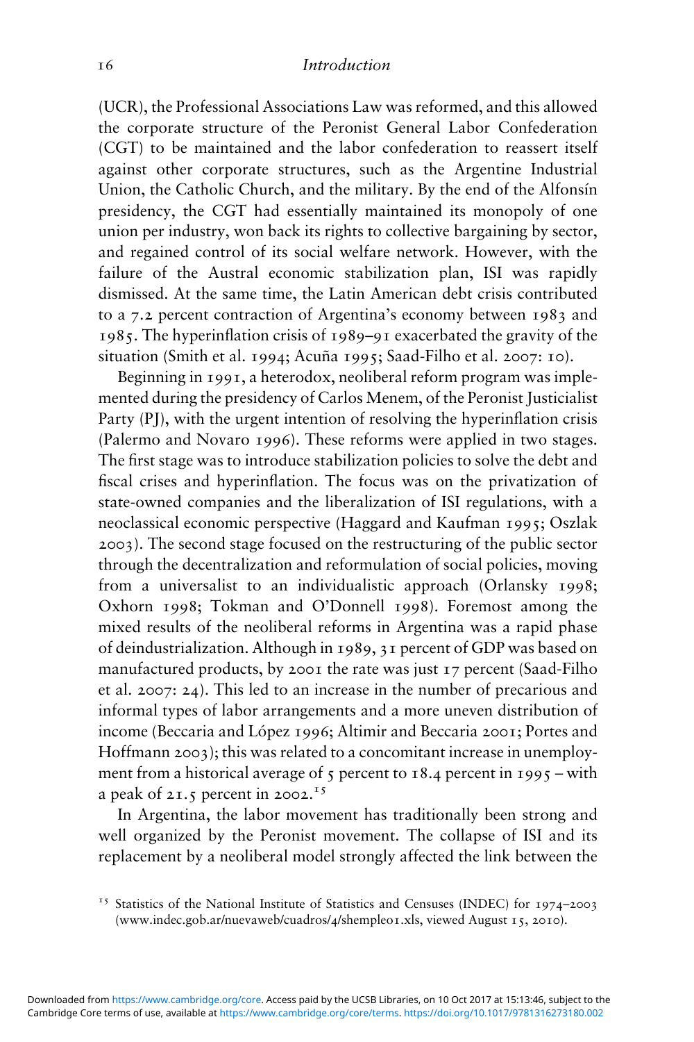(UCR), the Professional Associations Law was reformed, and this allowed the corporate structure of the Peronist General Labor Confederation (CGT) to be maintained and the labor confederation to reassert itself against other corporate structures, such as the Argentine Industrial Union, the Catholic Church, and the military. By the end of the Alfonsín presidency, the CGT had essentially maintained its monopoly of one union per industry, won back its rights to collective bargaining by sector, and regained control of its social welfare network. However, with the failure of the Austral economic stabilization plan, ISI was rapidly dismissed. At the same time, the Latin American debt crisis contributed to a 7.2 percent contraction of Argentina's economy between 1983 and 1985. The hyperinflation crisis of 1989–91 exacerbated the gravity of the situation (Smith et al. 1994; Acuña 1995; Saad-Filho et al. 2007: 10).

Beginning in 1991, a heterodox, neoliberal reform program was implemented during the presidency of Carlos Menem, of the Peronist Justicialist Party (PJ), with the urgent intention of resolving the hyperinflation crisis (Palermo and Novaro 1996). These reforms were applied in two stages. The first stage was to introduce stabilization policies to solve the debt and fiscal crises and hyperinflation. The focus was on the privatization of state-owned companies and the liberalization of ISI regulations, with a neoclassical economic perspective (Haggard and Kaufman 1995; Oszlak 2003). The second stage focused on the restructuring of the public sector through the decentralization and reformulation of social policies, moving from a universalist to an individualistic approach (Orlansky 1998; Oxhorn 1998; Tokman and O'Donnell 1998). Foremost among the mixed results of the neoliberal reforms in Argentina was a rapid phase of deindustrialization. Although in 1989, 31 percent of GDP was based on manufactured products, by 2001 the rate was just 17 percent (Saad-Filho et al. 2007: 24). This led to an increase in the number of precarious and informal types of labor arrangements and a more uneven distribution of income (Beccaria and López 1996; Altimir and Beccaria 2001; Portes and Hoffmann 2003); this was related to a concomitant increase in unemployment from a historical average of 5 percent to 18.4 percent in 1995 – with a peak of 21.5 percent in 2002.[15]

In Argentina, the labor movement has traditionally been strong and well organized by the Peronist movement. The collapse of ISI and its replacement by a neoliberal model strongly affected the link between the

[15] Statistics of the National Institute of Statistics and Censuses (INDEC) for 1974–2003 (www.indec.gob.ar/nuevaweb/cuadros/4/shempleo1.xls, viewed August 15, 2010).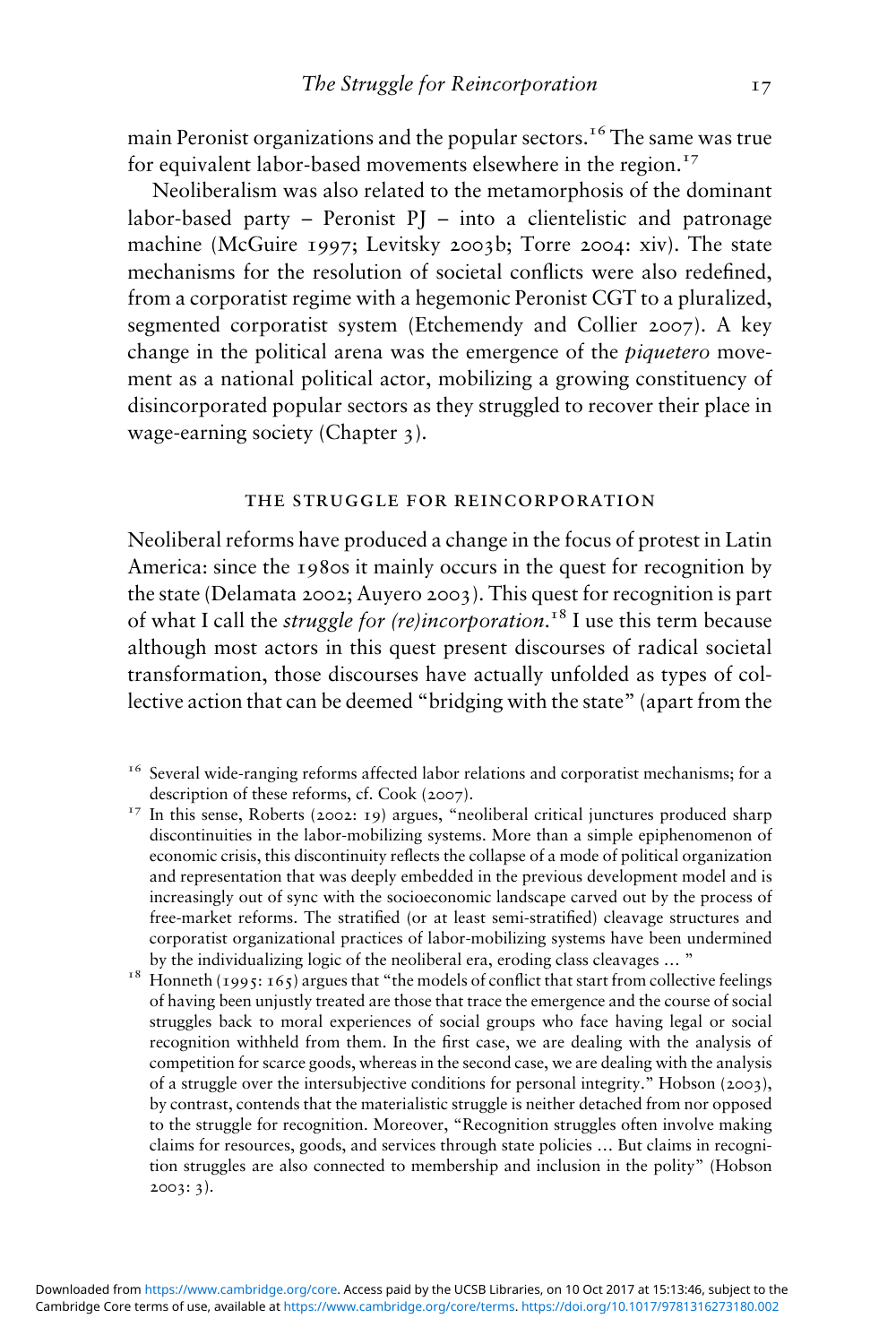main Peronist organizations and the popular sectors.[16] The same was true for equivalent labor-based movements elsewhere in the region.[17]

Neoliberalism was also related to the metamorphosis of the dominant labor-based party – Peronist PJ – into a clientelistic and patronage machine (McGuire 1997; Levitsky 2003b; Torre 2004: xiv). The state mechanisms for the resolution of societal conflicts were also redefined, from a corporatist regime with a hegemonic Peronist CGT to a pluralized, segmented corporatist system (Etchemendy and Collier 2007). A key change in the political arena was the emergence of the *piquetero* movement as a national political actor, mobilizing a growing constituency of disincorporated popular sectors as they struggled to recover their place in wage-earning society (Chapter 3).

## THE STRUGGLE FOR REINCORPORATION

Neoliberal reforms have produced a change in the focus of protest in Latin America: since the 1980s it mainly occurs in the quest for recognition by the state (Delamata 2002; Auyero 2003). This quest for recognition is part of what I call the *struggle for (re)incorporation*.[18] I use this term because although most actors in this quest present discourses of radical societal transformation, those discourses have actually unfolded as types of collective action that can be deemed "bridging with the state" (apart from the

---

[16] Several wide-ranging reforms affected labor relations and corporatist mechanisms; for a description of these reforms, cf. Cook (2007).

[17] In this sense, Roberts (2002: 19) argues, "neoliberal critical junctures produced sharp discontinuities in the labor-mobilizing systems. More than a simple epiphenomenon of economic crisis, this discontinuity reflects the collapse of a mode of political organization and representation that was deeply embedded in the previous development model and is increasingly out of sync with the socioeconomic landscape carved out by the process of free-market reforms. The stratified (or at least semi-stratified) cleavage structures and corporatist organizational practices of labor-mobilizing systems have been undermined by the individualizing logic of the neoliberal era, eroding class cleavages ... "

[18] Honneth (1995: 165) argues that "the models of conflict that start from collective feelings of having been unjustly treated are those that trace the emergence and the course of social struggles back to moral experiences of social groups who face having legal or social recognition withheld from them. In the first case, we are dealing with the analysis of competition for scarce goods, whereas in the second case, we are dealing with the analysis of a struggle over the intersubjective conditions for personal integrity." Hobson (2003), by contrast, contends that the materialistic struggle is neither detached from nor opposed to the struggle for recognition. Moreover, "Recognition struggles often involve making claims for resources, goods, and services through state policies ... But claims in recognition struggles are also connected to membership and inclusion in the polity" (Hobson 2003: 3).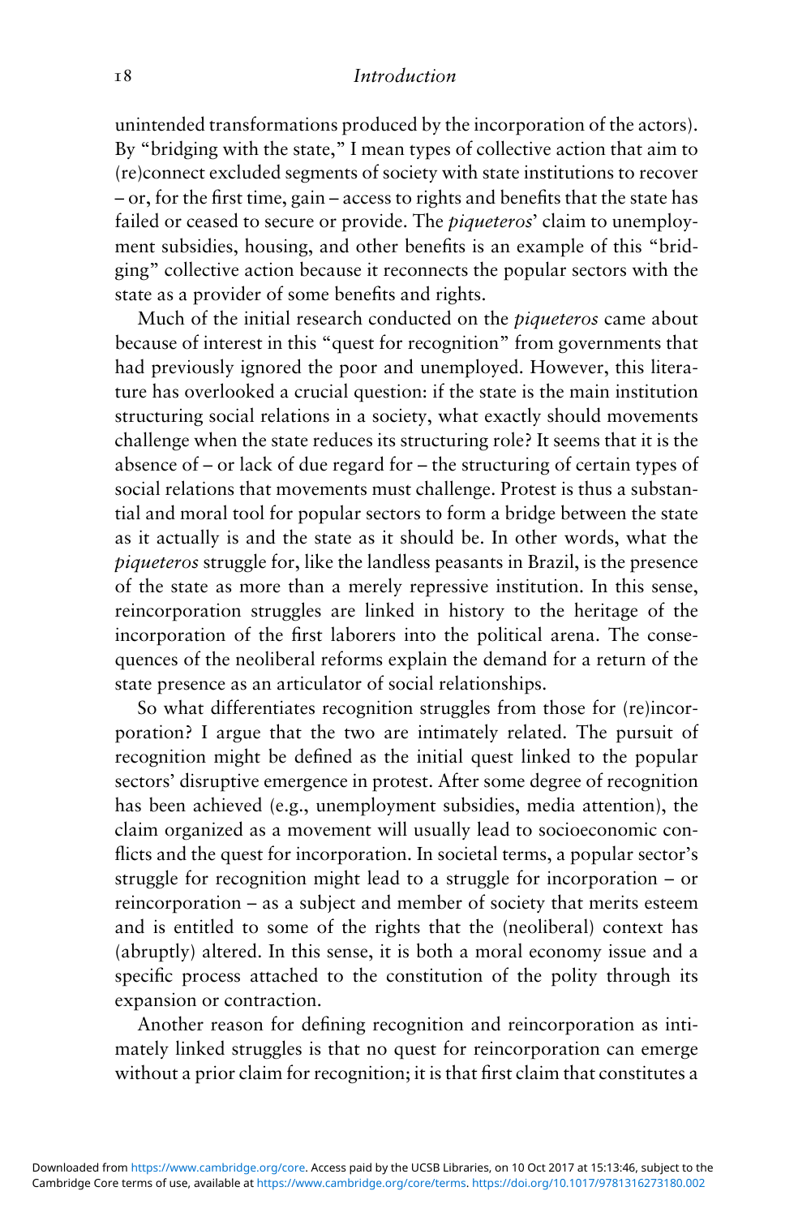unintended transformations produced by the incorporation of the actors). By "bridging with the state," I mean types of collective action that aim to (re)connect excluded segments of society with state institutions to recover – or, for the first time, gain – access to rights and benefits that the state has failed or ceased to secure or provide. The *piqueteros*' claim to unemployment subsidies, housing, and other benefits is an example of this "bridging" collective action because it reconnects the popular sectors with the state as a provider of some benefits and rights.

Much of the initial research conducted on the *piqueteros* came about because of interest in this "quest for recognition" from governments that had previously ignored the poor and unemployed. However, this literature has overlooked a crucial question: if the state is the main institution structuring social relations in a society, what exactly should movements challenge when the state reduces its structuring role? It seems that it is the absence of – or lack of due regard for – the structuring of certain types of social relations that movements must challenge. Protest is thus a substantial and moral tool for popular sectors to form a bridge between the state as it actually is and the state as it should be. In other words, what the *piqueteros* struggle for, like the landless peasants in Brazil, is the presence of the state as more than a merely repressive institution. In this sense, reincorporation struggles are linked in history to the heritage of the incorporation of the first laborers into the political arena. The consequences of the neoliberal reforms explain the demand for a return of the state presence as an articulator of social relationships.

So what differentiates recognition struggles from those for (re)incorporation? I argue that the two are intimately related. The pursuit of recognition might be defined as the initial quest linked to the popular sectors' disruptive emergence in protest. After some degree of recognition has been achieved (e.g., unemployment subsidies, media attention), the claim organized as a movement will usually lead to socioeconomic conflicts and the quest for incorporation. In societal terms, a popular sector's struggle for recognition might lead to a struggle for incorporation – or reincorporation – as a subject and member of society that merits esteem and is entitled to some of the rights that the (neoliberal) context has (abruptly) altered. In this sense, it is both a moral economy issue and a specific process attached to the constitution of the polity through its expansion or contraction.

Another reason for defining recognition and reincorporation as intimately linked struggles is that no quest for reincorporation can emerge without a prior claim for recognition; it is that first claim that constitutes a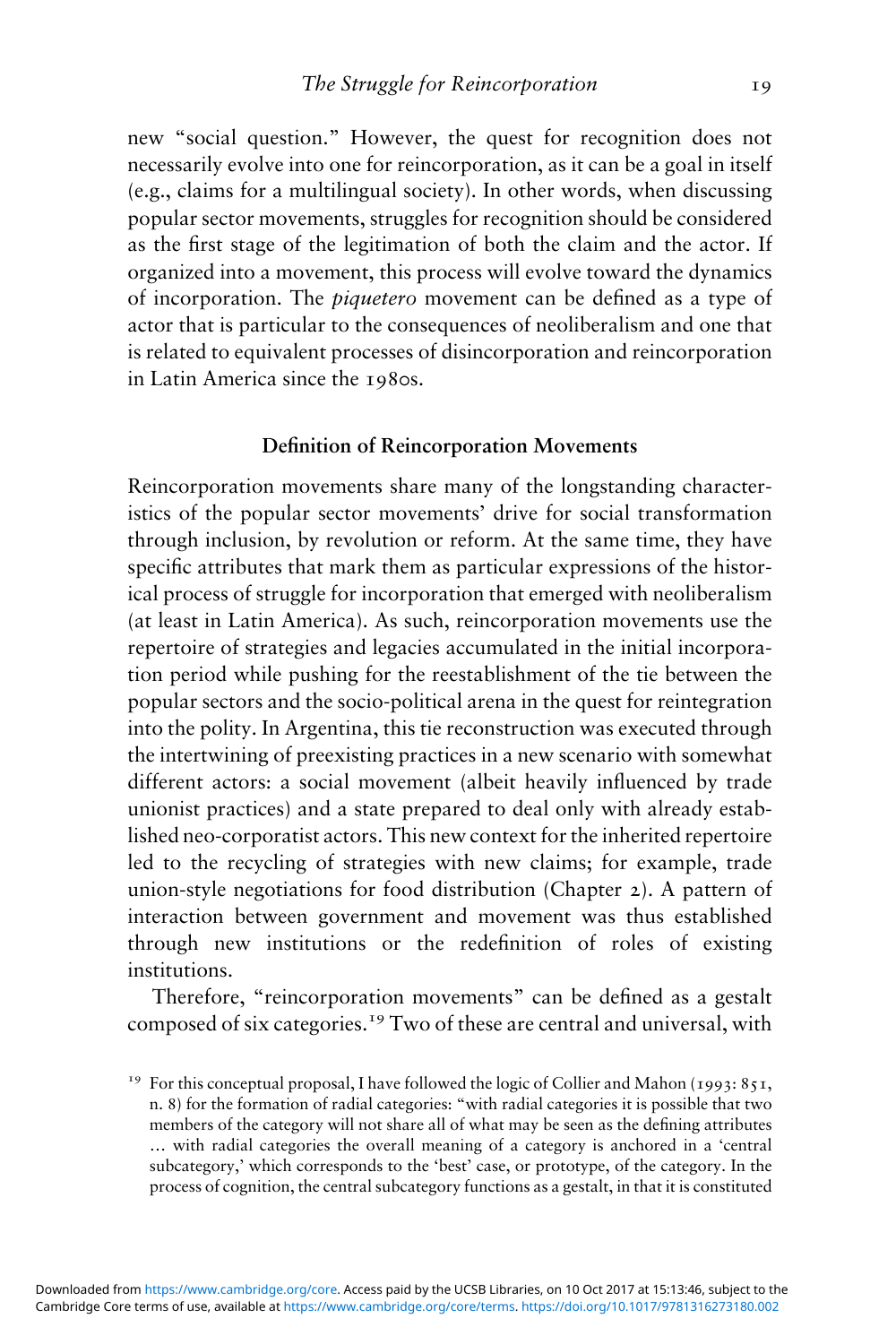new "social question." However, the quest for recognition does not necessarily evolve into one for reincorporation, as it can be a goal in itself (e.g., claims for a multilingual society). In other words, when discussing popular sector movements, struggles for recognition should be considered as the first stage of the legitimation of both the claim and the actor. If organized into a movement, this process will evolve toward the dynamics of incorporation. The *piquetero* movement can be defined as a type of actor that is particular to the consequences of neoliberalism and one that is related to equivalent processes of disincorporation and reincorporation in Latin America since the 1980s.

## Definition of Reincorporation Movements

Reincorporation movements share many of the longstanding characteristics of the popular sector movements' drive for social transformation through inclusion, by revolution or reform. At the same time, they have specific attributes that mark them as particular expressions of the historical process of struggle for incorporation that emerged with neoliberalism (at least in Latin America). As such, reincorporation movements use the repertoire of strategies and legacies accumulated in the initial incorporation period while pushing for the reestablishment of the tie between the popular sectors and the socio-political arena in the quest for reintegration into the polity. In Argentina, this tie reconstruction was executed through the intertwining of preexisting practices in a new scenario with somewhat different actors: a social movement (albeit heavily influenced by trade unionist practices) and a state prepared to deal only with already established neo-corporatist actors. This new context for the inherited repertoire led to the recycling of strategies with new claims; for example, trade union-style negotiations for food distribution (Chapter 2). A pattern of interaction between government and movement was thus established through new institutions or the redefinition of roles of existing institutions.

Therefore, "reincorporation movements" can be defined as a gestalt composed of six categories.[19] Two of these are central and universal, with

[19] For this conceptual proposal, I have followed the logic of Collier and Mahon (1993: 851, n. 8) for the formation of radial categories: "with radial categories it is possible that two members of the category will not share all of what may be seen as the defining attributes … with radial categories the overall meaning of a category is anchored in a 'central subcategory,' which corresponds to the 'best' case, or prototype, of the category. In the process of cognition, the central subcategory functions as a gestalt, in that it is constituted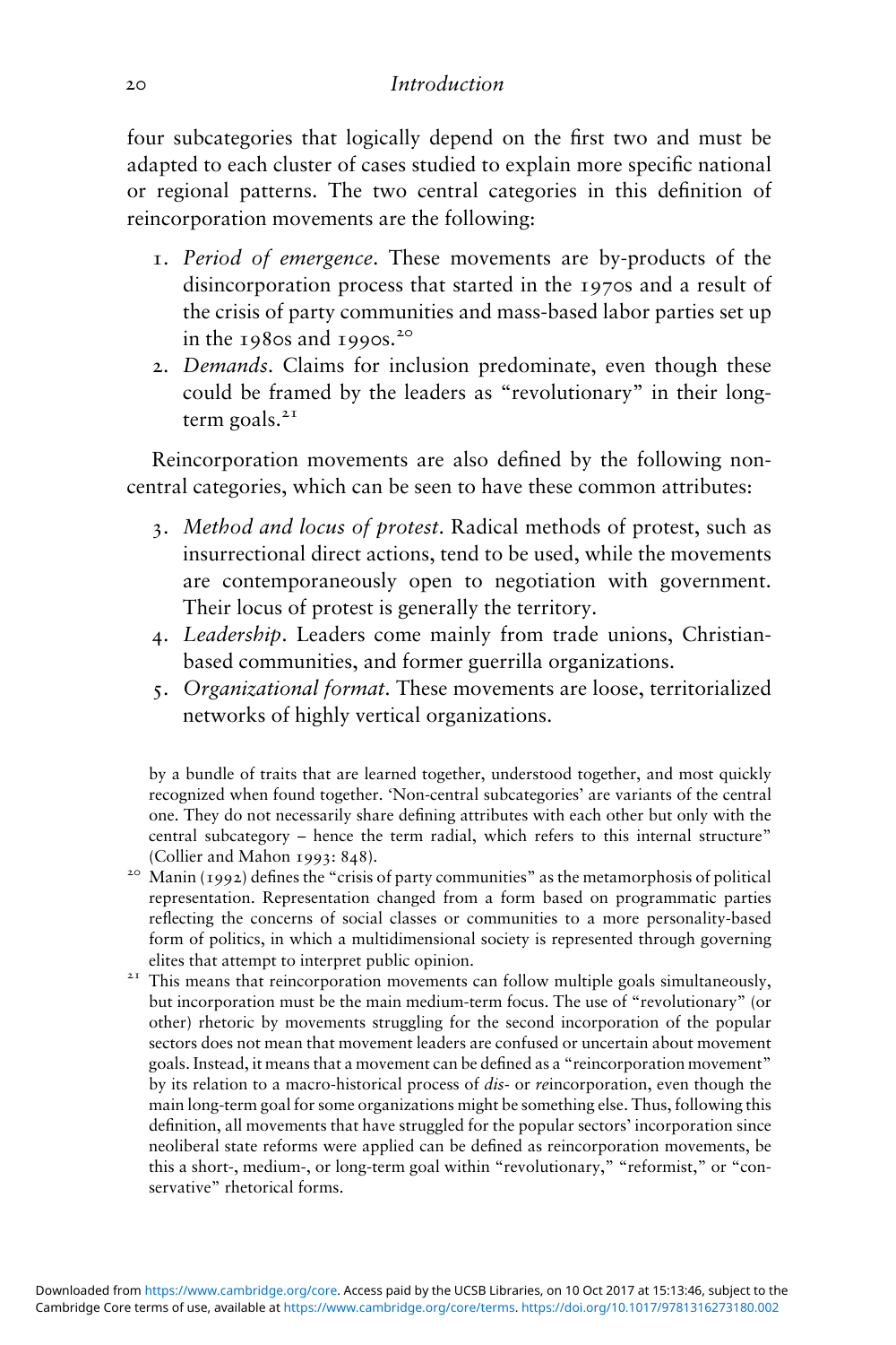four subcategories that logically depend on the first two and must be adapted to each cluster of cases studied to explain more specific national or regional patterns. The two central categories in this definition of reincorporation movements are the following:

1. *Period of emergence*. These movements are by-products of the disincorporation process that started in the 1970s and a result of the crisis of party communities and mass-based labor parties set up in the 1980s and 1990s.[20]
2. *Demands*. Claims for inclusion predominate, even though these could be framed by the leaders as "revolutionary" in their long-term goals.[21]

Reincorporation movements are also defined by the following non-central categories, which can be seen to have these common attributes:

3. *Method and locus of protest*. Radical methods of protest, such as insurrectional direct actions, tend to be used, while the movements are contemporaneously open to negotiation with government. Their locus of protest is generally the territory.
4. *Leadership*. Leaders come mainly from trade unions, Christian-based communities, and former guerrilla organizations.
5. *Organizational format*. These movements are loose, territorialized networks of highly vertical organizations.

by a bundle of traits that are learned together, understood together, and most quickly recognized when found together. 'Non-central subcategories' are variants of the central one. They do not necessarily share defining attributes with each other but only with the central subcategory – hence the term radial, which refers to this internal structure" (Collier and Mahon 1993: 848).

[20] Manin (1992) defines the "crisis of party communities" as the metamorphosis of political representation. Representation changed from a form based on programmatic parties reflecting the concerns of social classes or communities to a more personality-based form of politics, in which a multidimensional society is represented through governing elites that attempt to interpret public opinion.

[21] This means that reincorporation movements can follow multiple goals simultaneously, but incorporation must be the main medium-term focus. The use of "revolutionary" (or other) rhetoric by movements struggling for the second incorporation of the popular sectors does not mean that movement leaders are confused or uncertain about movement goals. Instead, it means that a movement can be defined as a "reincorporation movement" by its relation to a macro-historical process of *dis-* or *re*incorporation, even though the main long-term goal for some organizations might be something else. Thus, following this definition, all movements that have struggled for the popular sectors' incorporation since neoliberal state reforms were applied can be defined as reincorporation movements, be this a short-, medium-, or long-term goal within "revolutionary," "reformist," or "conservative" rhetorical forms.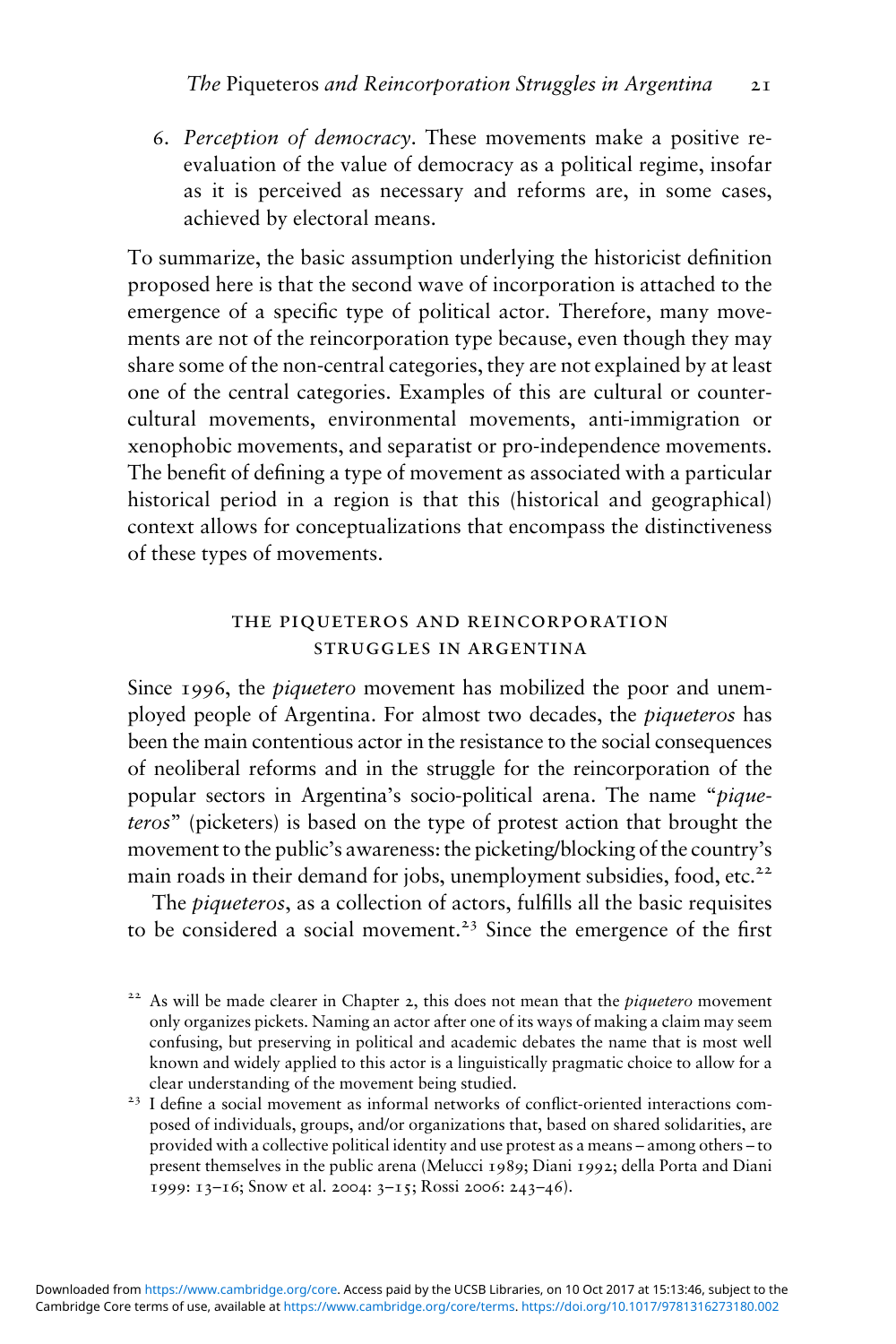6. *Perception of democracy*. These movements make a positive re-evaluation of the value of democracy as a political regime, insofar as it is perceived as necessary and reforms are, in some cases, achieved by electoral means.

To summarize, the basic assumption underlying the historicist definition proposed here is that the second wave of incorporation is attached to the emergence of a specific type of political actor. Therefore, many movements are not of the reincorporation type because, even though they may share some of the non-central categories, they are not explained by at least one of the central categories. Examples of this are cultural or countercultural movements, environmental movements, anti-immigration or xenophobic movements, and separatist or pro-independence movements. The benefit of defining a type of movement as associated with a particular historical period in a region is that this (historical and geographical) context allows for conceptualizations that encompass the distinctiveness of these types of movements.

## THE PIQUETEROS AND REINCORPORATION STRUGGLES IN ARGENTINA

Since 1996, the *piquetero* movement has mobilized the poor and unemployed people of Argentina. For almost two decades, the *piqueteros* has been the main contentious actor in the resistance to the social consequences of neoliberal reforms and in the struggle for the reincorporation of the popular sectors in Argentina's socio-political arena. The name "*piqueteros*" (picketers) is based on the type of protest action that brought the movement to the public's awareness: the picketing/blocking of the country's main roads in their demand for jobs, unemployment subsidies, food, etc.[22]

The *piqueteros*, as a collection of actors, fulfills all the basic requisites to be considered a social movement.[23] Since the emergence of the first

[22] As will be made clearer in Chapter 2, this does not mean that the *piquetero* movement only organizes pickets. Naming an actor after one of its ways of making a claim may seem confusing, but preserving in political and academic debates the name that is most well known and widely applied to this actor is a linguistically pragmatic choice to allow for a clear understanding of the movement being studied.

[23] I define a social movement as informal networks of conflict-oriented interactions composed of individuals, groups, and/or organizations that, based on shared solidarities, are provided with a collective political identity and use protest as a means – among others – to present themselves in the public arena (Melucci 1989; Diani 1992; della Porta and Diani 1999: 13–16; Snow et al. 2004: 3–15; Rossi 2006: 243–46).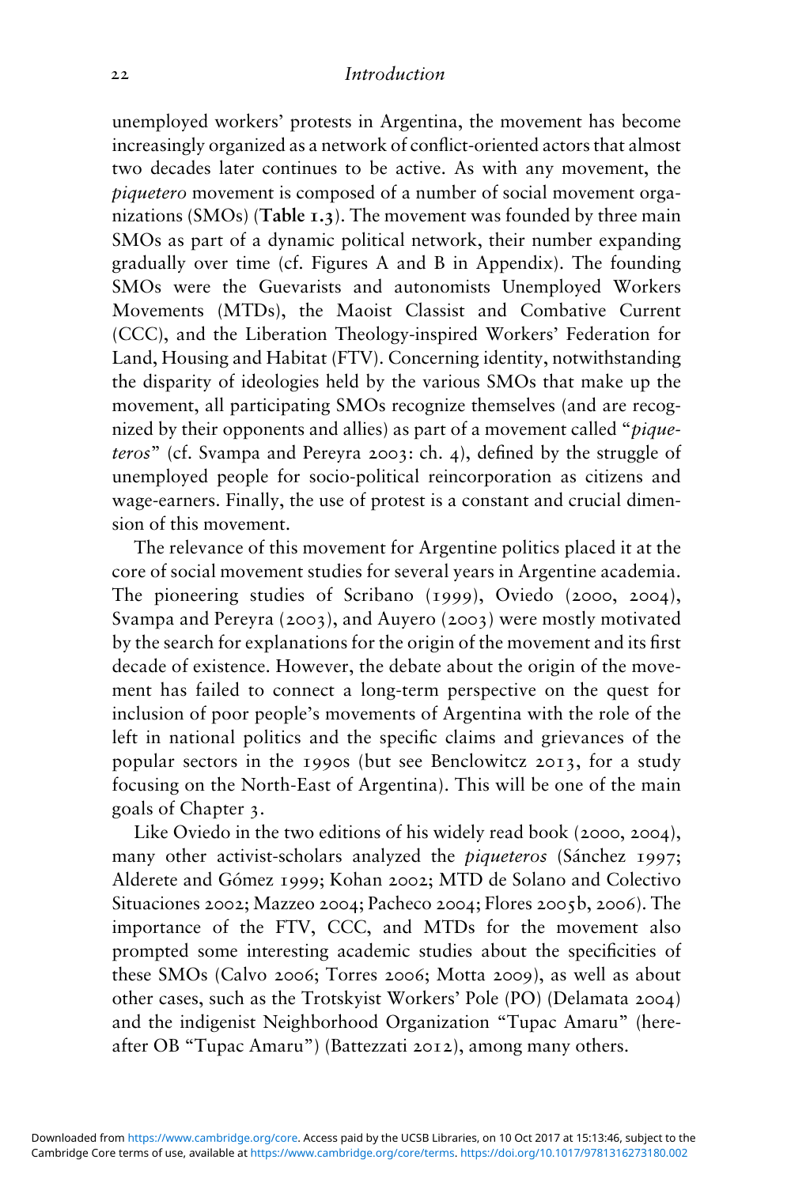unemployed workers' protests in Argentina, the movement has become increasingly organized as a network of conflict-oriented actors that almost two decades later continues to be active. As with any movement, the *piquetero* movement is composed of a number of social movement organizations (SMOs) (**Table 1.3**). The movement was founded by three main SMOs as part of a dynamic political network, their number expanding gradually over time (cf. Figures A and B in Appendix). The founding SMOs were the Guevarists and autonomists Unemployed Workers Movements (MTDs), the Maoist Classist and Combative Current (CCC), and the Liberation Theology-inspired Workers' Federation for Land, Housing and Habitat (FTV). Concerning identity, notwithstanding the disparity of ideologies held by the various SMOs that make up the movement, all participating SMOs recognize themselves (and are recognized by their opponents and allies) as part of a movement called "*piqueteros*" (cf. Svampa and Pereyra 2003: ch. 4), defined by the struggle of unemployed people for socio-political reincorporation as citizens and wage-earners. Finally, the use of protest is a constant and crucial dimension of this movement.

The relevance of this movement for Argentine politics placed it at the core of social movement studies for several years in Argentine academia. The pioneering studies of Scribano (1999), Oviedo (2000, 2004), Svampa and Pereyra (2003), and Auyero (2003) were mostly motivated by the search for explanations for the origin of the movement and its first decade of existence. However, the debate about the origin of the movement has failed to connect a long-term perspective on the quest for inclusion of poor people's movements of Argentina with the role of the left in national politics and the specific claims and grievances of the popular sectors in the 1990s (but see Benclowitcz 2013, for a study focusing on the North-East of Argentina). This will be one of the main goals of Chapter 3.

Like Oviedo in the two editions of his widely read book (2000, 2004), many other activist-scholars analyzed the *piqueteros* (Sánchez 1997; Alderete and Gómez 1999; Kohan 2002; MTD de Solano and Colectivo Situaciones 2002; Mazzeo 2004; Pacheco 2004; Flores 2005b, 2006). The importance of the FTV, CCC, and MTDs for the movement also prompted some interesting academic studies about the specificities of these SMOs (Calvo 2006; Torres 2006; Motta 2009), as well as about other cases, such as the Trotskyist Workers' Pole (PO) (Delamata 2004) and the indigenist Neighborhood Organization "Tupac Amaru" (hereafter OB "Tupac Amaru") (Battezzati 2012), among many others.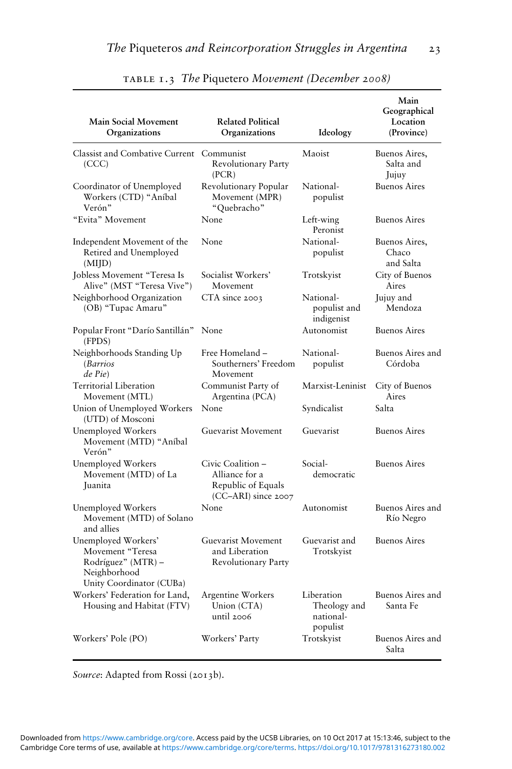TABLE 1.3 *The* Piquetero *Movement (December 2008)*

| Main Social Movement Organizations | Related Political Organizations | Ideology | Main Geographical Location (Province) |
|---|---|---|---|
| Classist and Combative Current (CCC) | Communist Revolutionary Party (PCR) | Maoist | Buenos Aires, Salta and Jujuy |
| Coordinator of Unemployed Workers (CTD) "Aníbal Verón" | Revolutionary Popular Movement (MPR) "Quebracho" | National-populist | Buenos Aires |
| "Evita" Movement | None | Left-wing Peronist | Buenos Aires |
| Independent Movement of the Retired and Unemployed (MIJD) | None | National-populist | Buenos Aires, Chaco and Salta |
| Jobless Movement "Teresa Is Alive" (MST "Teresa Vive") | Socialist Workers' Movement | Trotskyist | City of Buenos Aires |
| Neighborhood Organization (OB) "Tupac Amaru" | CTA since 2003 | National-populist and indigenist | Jujuy and Mendoza |
| Popular Front "Darío Santillán" (FPDS) | None | Autonomist | Buenos Aires |
| Neighborhoods Standing Up (*Barrios de Pie*) | Free Homeland – Southerners' Freedom Movement | National-populist | Buenos Aires and Córdoba |
| Territorial Liberation Movement (MTL) | Communist Party of Argentina (PCA) | Marxist-Leninist | City of Buenos Aires |
| Union of Unemployed Workers (UTD) of Mosconi | None | Syndicalist | Salta |
| Unemployed Workers Movement (MTD) "Aníbal Verón" | Guevarist Movement | Guevarist | Buenos Aires |
| Unemployed Workers Movement (MTD) of La Juanita | Civic Coalition – Alliance for a Republic of Equals (CC–ARI) since 2007 | Social-democratic | Buenos Aires |
| Unemployed Workers Movement (MTD) of Solano and allies | None | Autonomist | Buenos Aires and Río Negro |
| Unemployed Workers' Movement "Teresa Rodríguez" (MTR) – Neighborhood Unity Coordinator (CUBa) | Guevarist Movement and Liberation Revolutionary Party | Guevarist and Trotskyist | Buenos Aires |
| Workers' Federation for Land, Housing and Habitat (FTV) | Argentine Workers Union (CTA) until 2006 | Liberation Theology and national-populist | Buenos Aires and Santa Fe |
| Workers' Pole (PO) | Workers' Party | Trotskyist | Buenos Aires and Salta |

*Source*: Adapted from Rossi (2013b).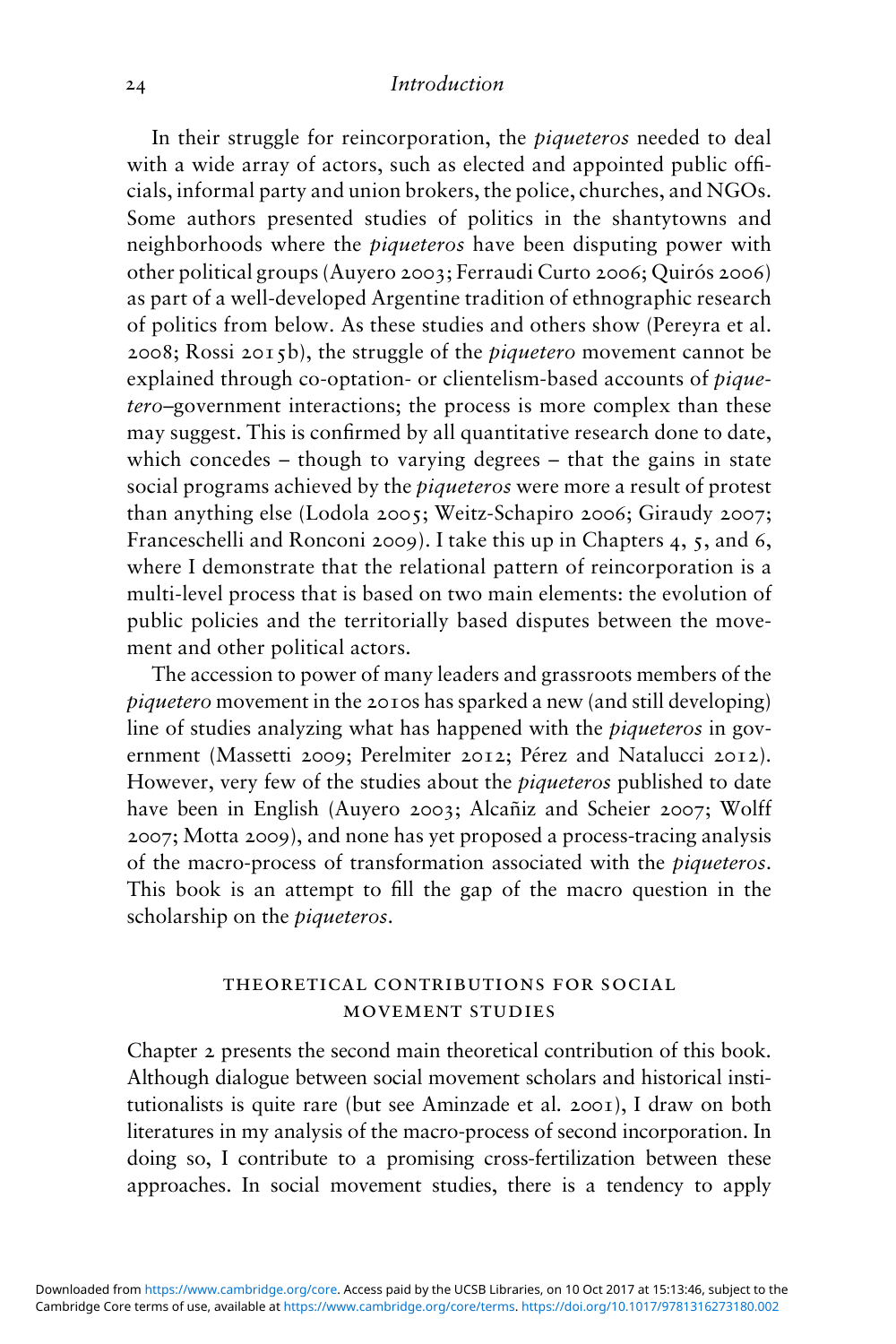In their struggle for reincorporation, the *piqueteros* needed to deal with a wide array of actors, such as elected and appointed public officials, informal party and union brokers, the police, churches, and NGOs. Some authors presented studies of politics in the shantytowns and neighborhoods where the *piqueteros* have been disputing power with other political groups (Auyero 2003; Ferraudi Curto 2006; Quirós 2006) as part of a well-developed Argentine tradition of ethnographic research of politics from below. As these studies and others show (Pereyra et al. 2008; Rossi 2015b), the struggle of the *piquetero* movement cannot be explained through co-optation- or clientelism-based accounts of *piquetero*–government interactions; the process is more complex than these may suggest. This is confirmed by all quantitative research done to date, which concedes – though to varying degrees – that the gains in state social programs achieved by the *piqueteros* were more a result of protest than anything else (Lodola 2005; Weitz-Schapiro 2006; Giraudy 2007; Franceschelli and Ronconi 2009). I take this up in Chapters 4, 5, and 6, where I demonstrate that the relational pattern of reincorporation is a multi-level process that is based on two main elements: the evolution of public policies and the territorially based disputes between the movement and other political actors.

The accession to power of many leaders and grassroots members of the *piquetero* movement in the 2010s has sparked a new (and still developing) line of studies analyzing what has happened with the *piqueteros* in government (Massetti 2009; Perelmiter 2012; Pérez and Natalucci 2012). However, very few of the studies about the *piqueteros* published to date have been in English (Auyero 2003; Alcañiz and Scheier 2007; Wolff 2007; Motta 2009), and none has yet proposed a process-tracing analysis of the macro-process of transformation associated with the *piqueteros*. This book is an attempt to fill the gap of the macro question in the scholarship on the *piqueteros*.

## THEORETICAL CONTRIBUTIONS FOR SOCIAL MOVEMENT STUDIES

Chapter 2 presents the second main theoretical contribution of this book. Although dialogue between social movement scholars and historical institutionalists is quite rare (but see Aminzade et al. 2001), I draw on both literatures in my analysis of the macro-process of second incorporation. In doing so, I contribute to a promising cross-fertilization between these approaches. In social movement studies, there is a tendency to apply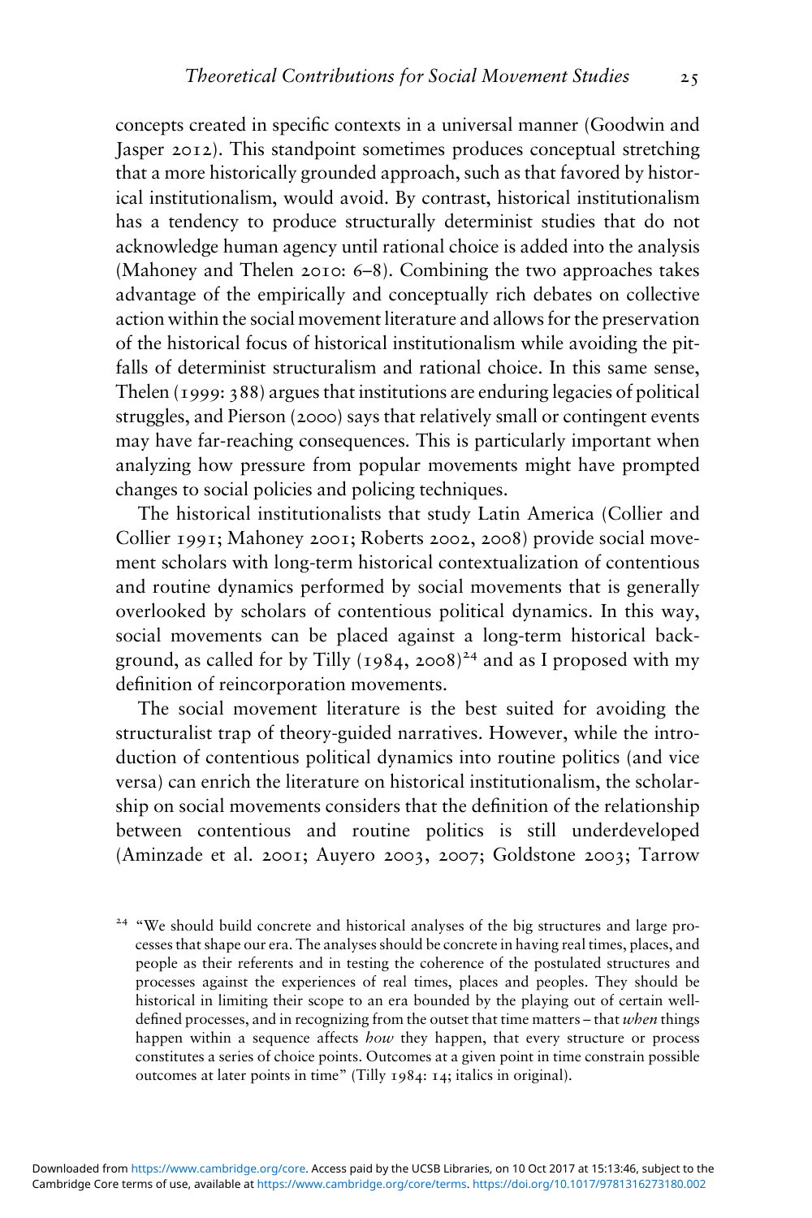concepts created in specific contexts in a universal manner (Goodwin and Jasper 2012). This standpoint sometimes produces conceptual stretching that a more historically grounded approach, such as that favored by historical institutionalism, would avoid. By contrast, historical institutionalism has a tendency to produce structurally determinist studies that do not acknowledge human agency until rational choice is added into the analysis (Mahoney and Thelen 2010: 6–8). Combining the two approaches takes advantage of the empirically and conceptually rich debates on collective action within the social movement literature and allows for the preservation of the historical focus of historical institutionalism while avoiding the pitfalls of determinist structuralism and rational choice. In this same sense, Thelen (1999: 388) argues that institutions are enduring legacies of political struggles, and Pierson (2000) says that relatively small or contingent events may have far-reaching consequences. This is particularly important when analyzing how pressure from popular movements might have prompted changes to social policies and policing techniques.

The historical institutionalists that study Latin America (Collier and Collier 1991; Mahoney 2001; Roberts 2002, 2008) provide social movement scholars with long-term historical contextualization of contentious and routine dynamics performed by social movements that is generally overlooked by scholars of contentious political dynamics. In this way, social movements can be placed against a long-term historical background, as called for by Tilly (1984, 2008)[24] and as I proposed with my definition of reincorporation movements.

The social movement literature is the best suited for avoiding the structuralist trap of theory-guided narratives. However, while the introduction of contentious political dynamics into routine politics (and vice versa) can enrich the literature on historical institutionalism, the scholarship on social movements considers that the definition of the relationship between contentious and routine politics is still underdeveloped (Aminzade et al. 2001; Auyero 2003, 2007; Goldstone 2003; Tarrow

[24] "We should build concrete and historical analyses of the big structures and large processes that shape our era. The analyses should be concrete in having real times, places, and people as their referents and in testing the coherence of the postulated structures and processes against the experiences of real times, places and peoples. They should be historical in limiting their scope to an era bounded by the playing out of certain well-defined processes, and in recognizing from the outset that time matters – that *when* things happen within a sequence affects *how* they happen, that every structure or process constitutes a series of choice points. Outcomes at a given point in time constrain possible outcomes at later points in time" (Tilly 1984: 14; italics in original).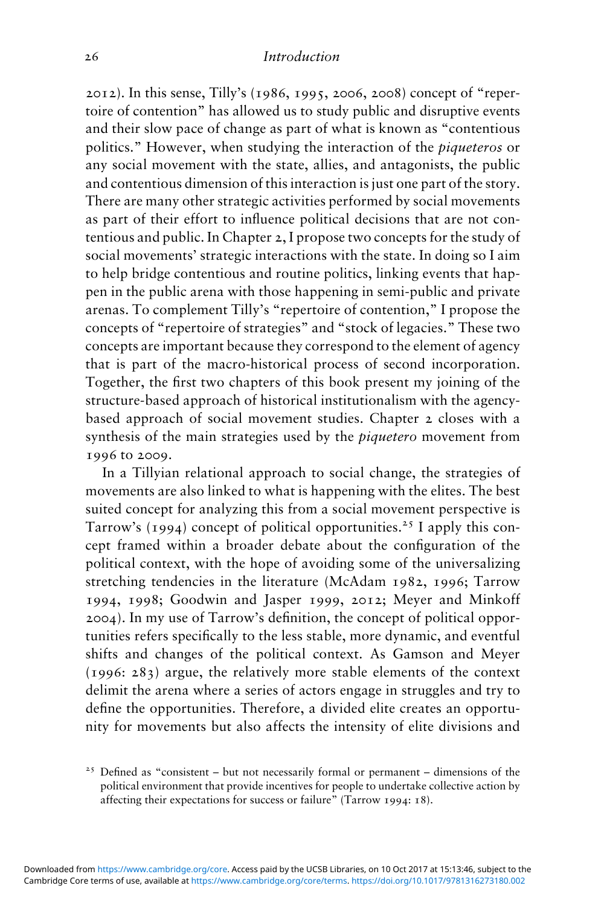2012). In this sense, Tilly's (1986, 1995, 2006, 2008) concept of "repertoire of contention" has allowed us to study public and disruptive events and their slow pace of change as part of what is known as "contentious politics." However, when studying the interaction of the *piqueteros* or any social movement with the state, allies, and antagonists, the public and contentious dimension of this interaction is just one part of the story. There are many other strategic activities performed by social movements as part of their effort to influence political decisions that are not contentious and public. In Chapter 2, I propose two concepts for the study of social movements' strategic interactions with the state. In doing so I aim to help bridge contentious and routine politics, linking events that happen in the public arena with those happening in semi-public and private arenas. To complement Tilly's "repertoire of contention," I propose the concepts of "repertoire of strategies" and "stock of legacies." These two concepts are important because they correspond to the element of agency that is part of the macro-historical process of second incorporation. Together, the first two chapters of this book present my joining of the structure-based approach of historical institutionalism with the agency-based approach of social movement studies. Chapter 2 closes with a synthesis of the main strategies used by the *piquetero* movement from 1996 to 2009.

In a Tillyian relational approach to social change, the strategies of movements are also linked to what is happening with the elites. The best suited concept for analyzing this from a social movement perspective is Tarrow's (1994) concept of political opportunities.[25] I apply this concept framed within a broader debate about the configuration of the political context, with the hope of avoiding some of the universalizing stretching tendencies in the literature (McAdam 1982, 1996; Tarrow 1994, 1998; Goodwin and Jasper 1999, 2012; Meyer and Minkoff 2004). In my use of Tarrow's definition, the concept of political opportunities refers specifically to the less stable, more dynamic, and eventful shifts and changes of the political context. As Gamson and Meyer (1996: 283) argue, the relatively more stable elements of the context delimit the arena where a series of actors engage in struggles and try to define the opportunities. Therefore, a divided elite creates an opportunity for movements but also affects the intensity of elite divisions and

[25] Defined as "consistent – but not necessarily formal or permanent – dimensions of the political environment that provide incentives for people to undertake collective action by affecting their expectations for success or failure" (Tarrow 1994: 18).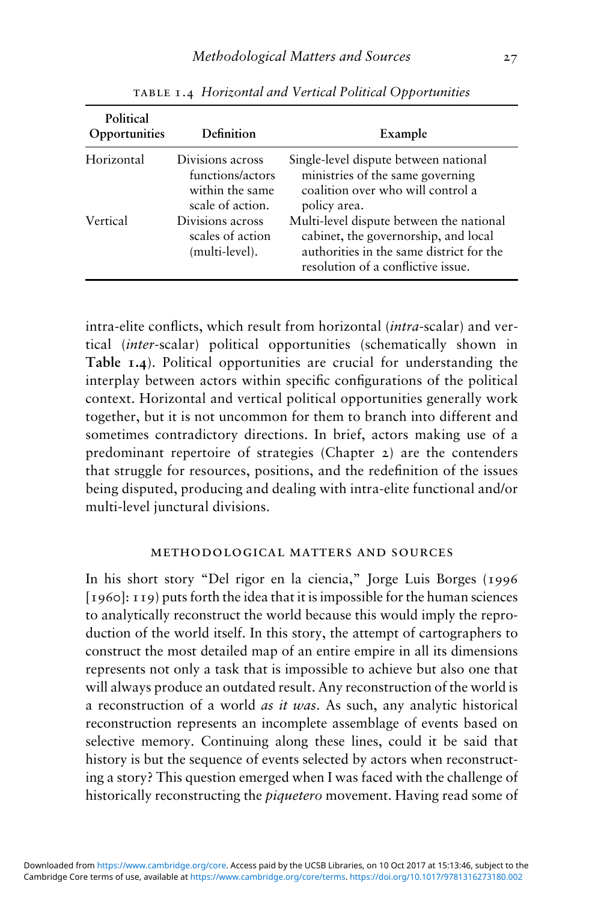TABLE 1.4 *Horizontal and Vertical Political Opportunities*

| Political Opportunities | Definition | Example |
|---|---|---|
| Horizontal | Divisions across functions/actors within the same scale of action. | Single-level dispute between national ministries of the same governing coalition over who will control a policy area. |
| Vertical | Divisions across scales of action (multi-level). | Multi-level dispute between the national cabinet, the governorship, and local authorities in the same district for the resolution of a conflictive issue. |

intra-elite conflicts, which result from horizontal (*intra*-scalar) and vertical (*inter*-scalar) political opportunities (schematically shown in **Table 1.4**). Political opportunities are crucial for understanding the interplay between actors within specific configurations of the political context. Horizontal and vertical political opportunities generally work together, but it is not uncommon for them to branch into different and sometimes contradictory directions. In brief, actors making use of a predominant repertoire of strategies (Chapter 2) are the contenders that struggle for resources, positions, and the redefinition of the issues being disputed, producing and dealing with intra-elite functional and/or multi-level junctural divisions.

## METHODOLOGICAL MATTERS AND SOURCES

In his short story "Del rigor en la ciencia," Jorge Luis Borges (1996 [1960]: 119) puts forth the idea that it is impossible for the human sciences to analytically reconstruct the world because this would imply the reproduction of the world itself. In this story, the attempt of cartographers to construct the most detailed map of an entire empire in all its dimensions represents not only a task that is impossible to achieve but also one that will always produce an outdated result. Any reconstruction of the world is a reconstruction of a world *as it was*. As such, any analytic historical reconstruction represents an incomplete assemblage of events based on selective memory. Continuing along these lines, could it be said that history is but the sequence of events selected by actors when reconstructing a story? This question emerged when I was faced with the challenge of historically reconstructing the *piquetero* movement. Having read some of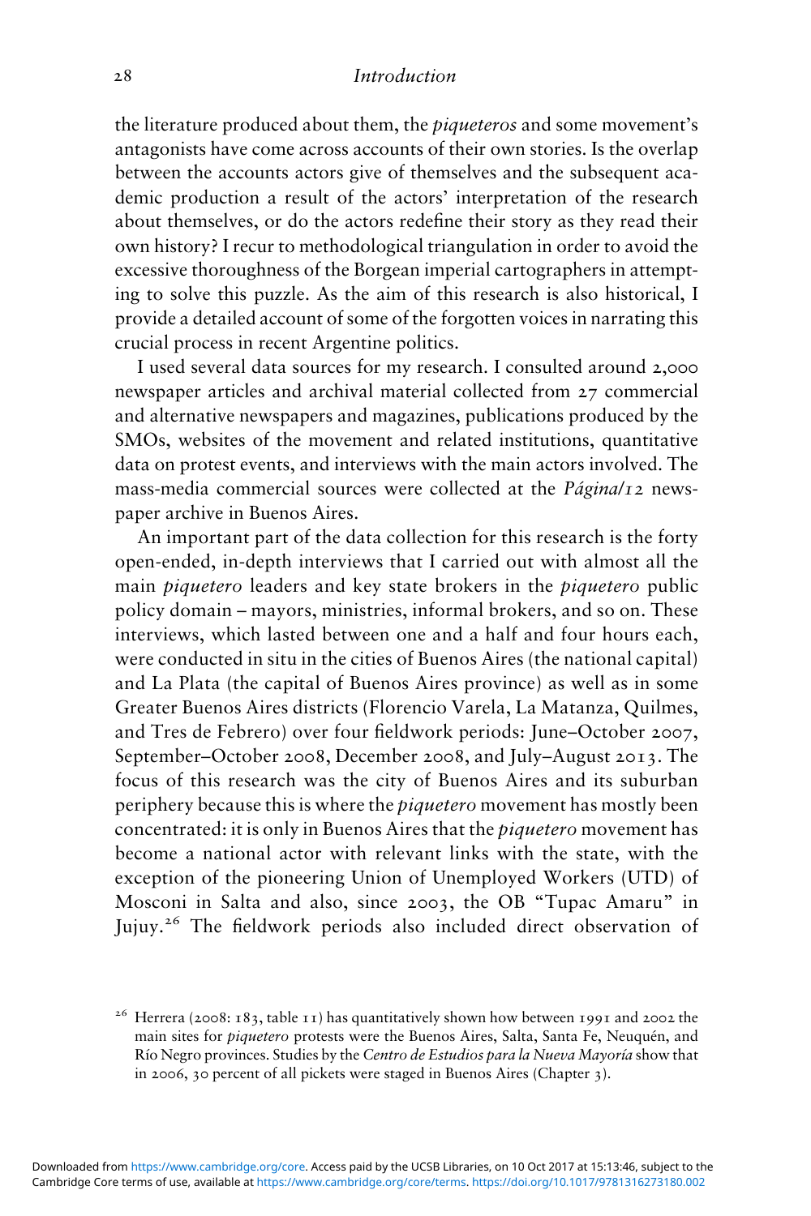the literature produced about them, the *piqueteros* and some movement's antagonists have come across accounts of their own stories. Is the overlap between the accounts actors give of themselves and the subsequent academic production a result of the actors' interpretation of the research about themselves, or do the actors redefine their story as they read their own history? I recur to methodological triangulation in order to avoid the excessive thoroughness of the Borgean imperial cartographers in attempting to solve this puzzle. As the aim of this research is also historical, I provide a detailed account of some of the forgotten voices in narrating this crucial process in recent Argentine politics.

I used several data sources for my research. I consulted around 2,000 newspaper articles and archival material collected from 27 commercial and alternative newspapers and magazines, publications produced by the SMOs, websites of the movement and related institutions, quantitative data on protest events, and interviews with the main actors involved. The mass-media commercial sources were collected at the *Página/12* newspaper archive in Buenos Aires.

An important part of the data collection for this research is the forty open-ended, in-depth interviews that I carried out with almost all the main *piquetero* leaders and key state brokers in the *piquetero* public policy domain – mayors, ministries, informal brokers, and so on. These interviews, which lasted between one and a half and four hours each, were conducted in situ in the cities of Buenos Aires (the national capital) and La Plata (the capital of Buenos Aires province) as well as in some Greater Buenos Aires districts (Florencio Varela, La Matanza, Quilmes, and Tres de Febrero) over four fieldwork periods: June–October 2007, September–October 2008, December 2008, and July–August 2013. The focus of this research was the city of Buenos Aires and its suburban periphery because this is where the *piquetero* movement has mostly been concentrated: it is only in Buenos Aires that the *piquetero* movement has become a national actor with relevant links with the state, with the exception of the pioneering Union of Unemployed Workers (UTD) of Mosconi in Salta and also, since 2003, the OB "Tupac Amaru" in Jujuy.[26] The fieldwork periods also included direct observation of

[26] Herrera (2008: 183, table 11) has quantitatively shown how between 1991 and 2002 the main sites for *piquetero* protests were the Buenos Aires, Salta, Santa Fe, Neuquén, and Río Negro provinces. Studies by the *Centro de Estudios para la Nueva Mayoría* show that in 2006, 30 percent of all pickets were staged in Buenos Aires (Chapter 3).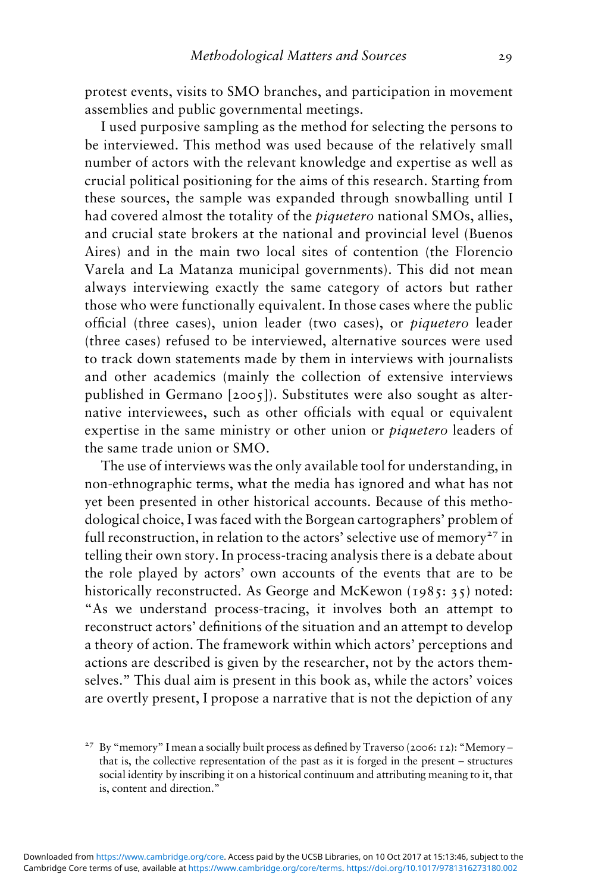protest events, visits to SMO branches, and participation in movement assemblies and public governmental meetings.

I used purposive sampling as the method for selecting the persons to be interviewed. This method was used because of the relatively small number of actors with the relevant knowledge and expertise as well as crucial political positioning for the aims of this research. Starting from these sources, the sample was expanded through snowballing until I had covered almost the totality of the *piquetero* national SMOs, allies, and crucial state brokers at the national and provincial level (Buenos Aires) and in the main two local sites of contention (the Florencio Varela and La Matanza municipal governments). This did not mean always interviewing exactly the same category of actors but rather those who were functionally equivalent. In those cases where the public official (three cases), union leader (two cases), or *piquetero* leader (three cases) refused to be interviewed, alternative sources were used to track down statements made by them in interviews with journalists and other academics (mainly the collection of extensive interviews published in Germano [2005]). Substitutes were also sought as alternative interviewees, such as other officials with equal or equivalent expertise in the same ministry or other union or *piquetero* leaders of the same trade union or SMO.

The use of interviews was the only available tool for understanding, in non-ethnographic terms, what the media has ignored and what has not yet been presented in other historical accounts. Because of this methodological choice, I was faced with the Borgean cartographers' problem of full reconstruction, in relation to the actors' selective use of memory[27] in telling their own story. In process-tracing analysis there is a debate about the role played by actors' own accounts of the events that are to be historically reconstructed. As George and McKewon (1985: 35) noted: "As we understand process-tracing, it involves both an attempt to reconstruct actors' definitions of the situation and an attempt to develop a theory of action. The framework within which actors' perceptions and actions are described is given by the researcher, not by the actors themselves." This dual aim is present in this book as, while the actors' voices are overtly present, I propose a narrative that is not the depiction of any

[27] By "memory" I mean a socially built process as defined by Traverso (2006: 12): "Memory – that is, the collective representation of the past as it is forged in the present – structures social identity by inscribing it on a historical continuum and attributing meaning to it, that is, content and direction."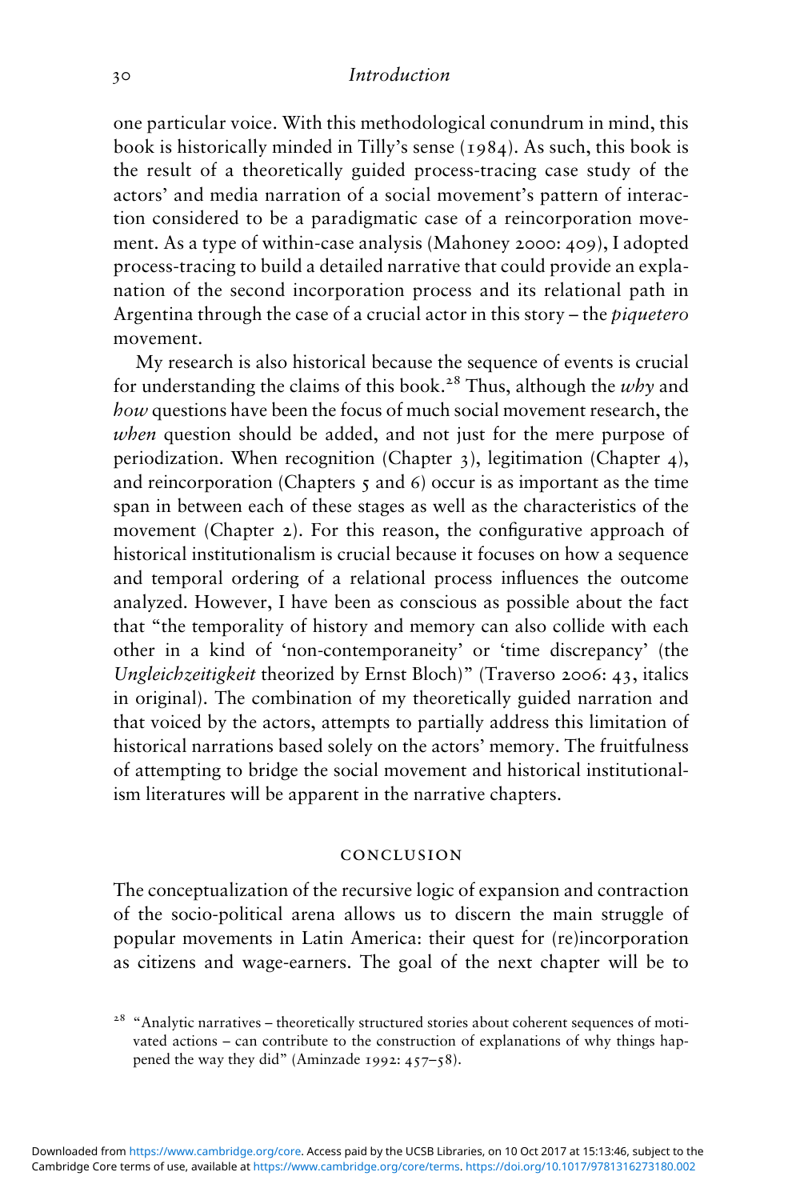one particular voice. With this methodological conundrum in mind, this book is historically minded in Tilly's sense (1984). As such, this book is the result of a theoretically guided process-tracing case study of the actors' and media narration of a social movement's pattern of interaction considered to be a paradigmatic case of a reincorporation movement. As a type of within-case analysis (Mahoney 2000: 409), I adopted process-tracing to build a detailed narrative that could provide an explanation of the second incorporation process and its relational path in Argentina through the case of a crucial actor in this story – the *piquetero* movement.

My research is also historical because the sequence of events is crucial for understanding the claims of this book.[28] Thus, although the *why* and *how* questions have been the focus of much social movement research, the *when* question should be added, and not just for the mere purpose of periodization. When recognition (Chapter 3), legitimation (Chapter 4), and reincorporation (Chapters 5 and 6) occur is as important as the time span in between each of these stages as well as the characteristics of the movement (Chapter 2). For this reason, the configurative approach of historical institutionalism is crucial because it focuses on how a sequence and temporal ordering of a relational process influences the outcome analyzed. However, I have been as conscious as possible about the fact that "the temporality of history and memory can also collide with each other in a kind of 'non-contemporaneity' or 'time discrepancy' (the *Ungleichzeitigkeit* theorized by Ernst Bloch)" (Traverso 2006: 43, italics in original). The combination of my theoretically guided narration and that voiced by the actors, attempts to partially address this limitation of historical narrations based solely on the actors' memory. The fruitfulness of attempting to bridge the social movement and historical institutionalism literatures will be apparent in the narrative chapters.

## CONCLUSION

The conceptualization of the recursive logic of expansion and contraction of the socio-political arena allows us to discern the main struggle of popular movements in Latin America: their quest for (re)incorporation as citizens and wage-earners. The goal of the next chapter will be to

[28] "Analytic narratives – theoretically structured stories about coherent sequences of motivated actions – can contribute to the construction of explanations of why things happened the way they did" (Aminzade 1992: 457–58).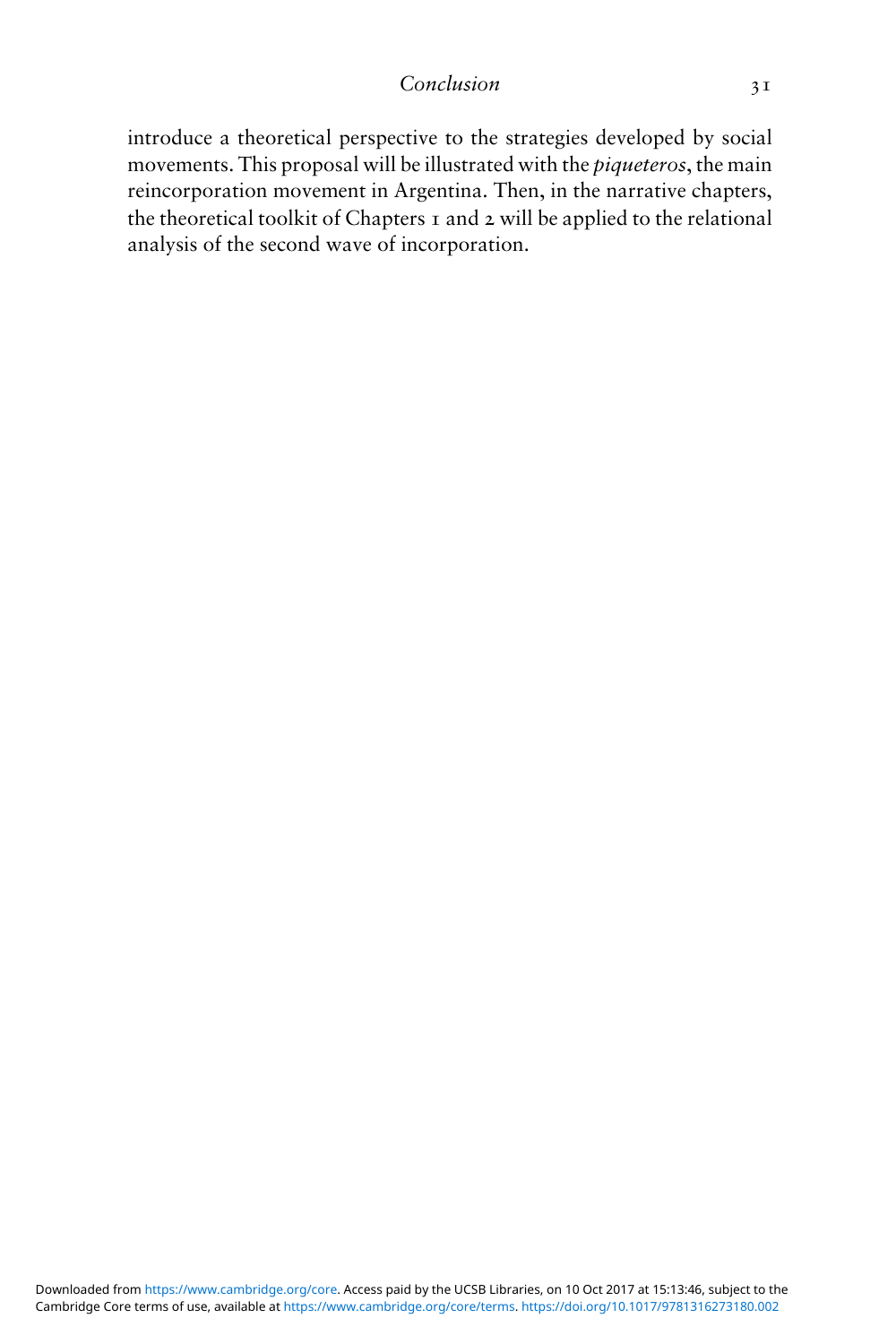introduce a theoretical perspective to the strategies developed by social movements. This proposal will be illustrated with the *piqueteros*, the main reincorporation movement in Argentina. Then, in the narrative chapters, the theoretical toolkit of Chapters 1 and 2 will be applied to the relational analysis of the second wave of incorporation.